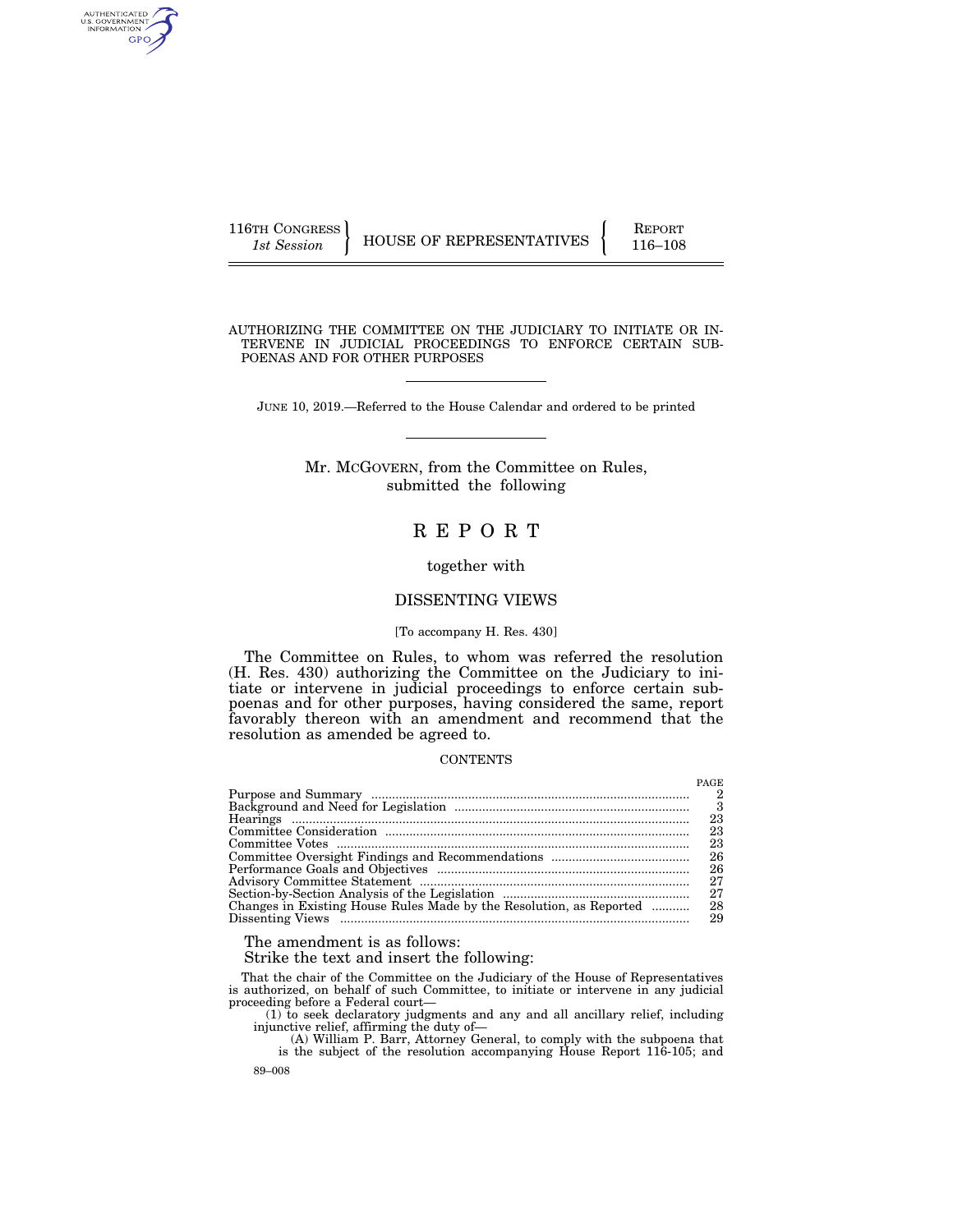116TH CONGRESS
*1st Session*

HOUSE OF REPRESENTATIVES

REPORT
116–108

# AUTHORIZING THE COMMITTEE ON THE JUDICIARY TO INITIATE OR INTERVENE IN JUDICIAL PROCEEDINGS TO ENFORCE CERTAIN SUBPOENAS AND FOR OTHER PURPOSES

JUNE 10, 2019.—Referred to the House Calendar and ordered to be printed

Mr. MCGOVERN, from the Committee on Rules, submitted the following

# REPORT

together with

## DISSENTING VIEWS

[To accompany H. Res. 430]

The Committee on Rules, to whom was referred the resolution (H. Res. 430) authorizing the Committee on the Judiciary to initiate or intervene in judicial proceedings to enforce certain subpoenas and for other purposes, having considered the same, report favorably thereon with an amendment and recommend that the resolution as amended be agreed to.

CONTENTS

| | PAGE |
|---|---|
| Purpose and Summary | 2 |
| Background and Need for Legislation | 3 |
| Hearings | 23 |
| Committee Consideration | 23 |
| Committee Votes | 23 |
| Committee Oversight Findings and Recommendations | 26 |
| Performance Goals and Objectives | 26 |
| Advisory Committee Statement | 27 |
| Section-by-Section Analysis of the Legislation | 27 |
| Changes in Existing House Rules Made by the Resolution, as Reported | 28 |
| Dissenting Views | 29 |

The amendment is as follows:

Strike the text and insert the following:

That the chair of the Committee on the Judiciary of the House of Representatives is authorized, on behalf of such Committee, to initiate or intervene in any judicial proceeding before a Federal court—

(1) to seek declaratory judgments and any and all ancillary relief, including injunctive relief, affirming the duty of—

(A) William P. Barr, Attorney General, to comply with the subpoena that is the subject of the resolution accompanying House Report 116-105; and

89–008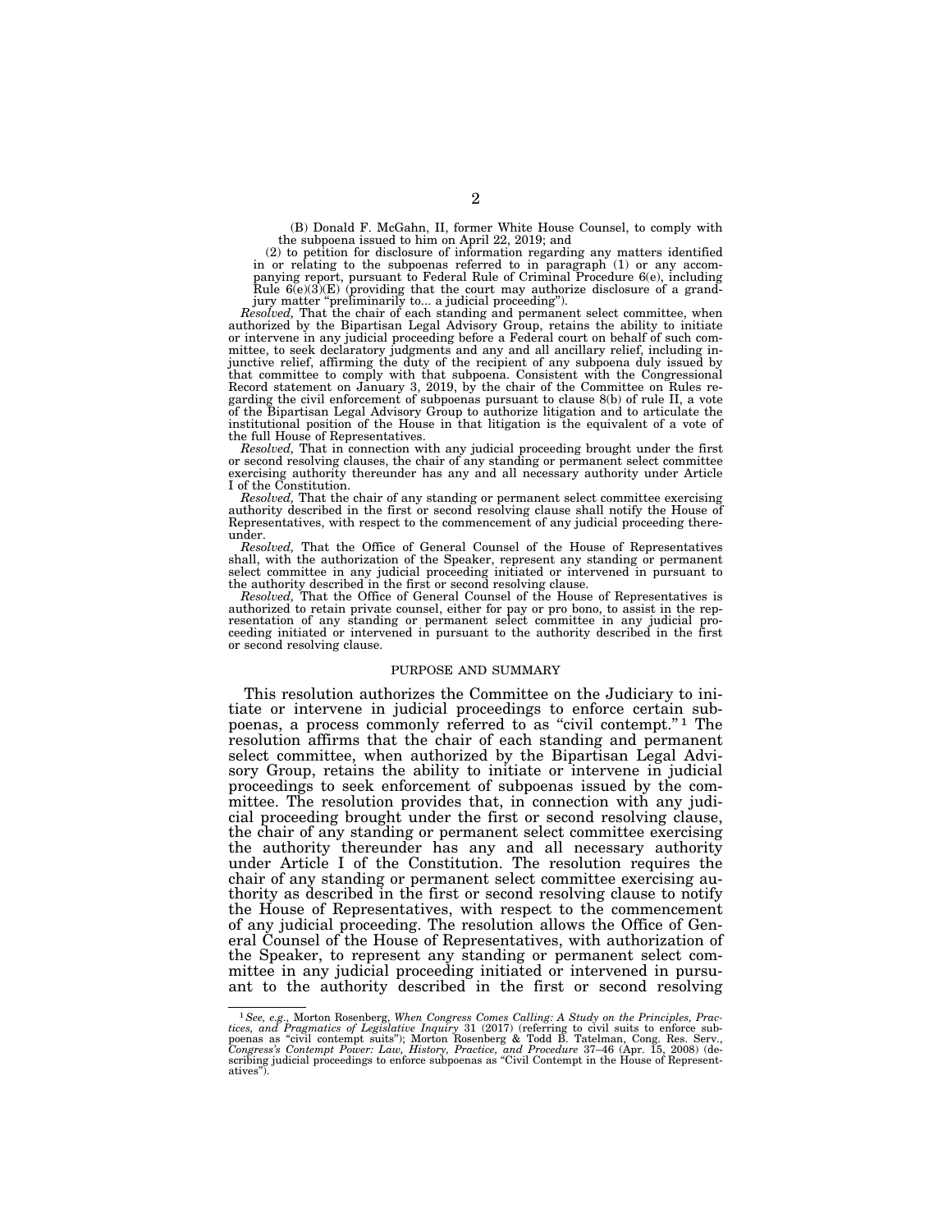(B) Donald F. McGahn, II, former White House Counsel, to comply with the subpoena issued to him on April 22, 2019; and

(2) to petition for disclosure of information regarding any matters identified in or relating to the subpoenas referred to in paragraph (1) or any accompanying report, pursuant to Federal Rule of Criminal Procedure 6(e), including Rule 6(e)(3)(E) (providing that the court may authorize disclosure of a grand-jury matter "preliminarily to... a judicial proceeding").

*Resolved,* That the chair of each standing and permanent select committee, when authorized by the Bipartisan Legal Advisory Group, retains the ability to initiate or intervene in any judicial proceeding before a Federal court on behalf of such committee, to seek declaratory judgments and any and all ancillary relief, including injunctive relief, affirming the duty of the recipient of any subpoena duly issued by that committee to comply with that subpoena. Consistent with the Congressional Record statement on January 3, 2019, by the chair of the Committee on Rules regarding the civil enforcement of subpoenas pursuant to clause 8(b) of rule II, a vote of the Bipartisan Legal Advisory Group to authorize litigation and to articulate the institutional position of the House in that litigation is the equivalent of a vote of the full House of Representatives.

*Resolved,* That in connection with any judicial proceeding brought under the first or second resolving clauses, the chair of any standing or permanent select committee exercising authority thereunder has any and all necessary authority under Article I of the Constitution.

*Resolved,* That the chair of any standing or permanent select committee exercising authority described in the first or second resolving clause shall notify the House of Representatives, with respect to the commencement of any judicial proceeding thereunder.

*Resolved,* That the Office of General Counsel of the House of Representatives shall, with the authorization of the Speaker, represent any standing or permanent select committee in any judicial proceeding initiated or intervened in pursuant to the authority described in the first or second resolving clause.

*Resolved,* That the Office of General Counsel of the House of Representatives is authorized to retain private counsel, either for pay or pro bono, to assist in the representation of any standing or permanent select committee in any judicial proceeding initiated or intervened in pursuant to the authority described in the first or second resolving clause.

## PURPOSE AND SUMMARY

This resolution authorizes the Committee on the Judiciary to initiate or intervene in judicial proceedings to enforce certain subpoenas, a process commonly referred to as "civil contempt."[1] The resolution affirms that the chair of each standing and permanent select committee, when authorized by the Bipartisan Legal Advisory Group, retains the ability to initiate or intervene in judicial proceedings to seek enforcement of subpoenas issued by the committee. The resolution provides that, in connection with any judicial proceeding brought under the first or second resolving clause, the chair of any standing or permanent select committee exercising the authority thereunder has any and all necessary authority under Article I of the Constitution. The resolution requires the chair of any standing or permanent select committee exercising authority as described in the first or second resolving clause to notify the House of Representatives, with respect to the commencement of any judicial proceeding. The resolution allows the Office of General Counsel of the House of Representatives, with authorization of the Speaker, to represent any standing or permanent select committee in any judicial proceeding initiated or intervened in pursuant to the authority described in the first or second resolving

[1] *See, e.g.,* Morton Rosenberg, *When Congress Comes Calling: A Study on the Principles, Practices, and Pragmatics of Legislative Inquiry* 31 (2017) (referring to civil suits to enforce subpoenas as "civil contempt suits"); Morton Rosenberg & Todd B. Tatelman, Cong. Res. Serv., *Congress's Contempt Power: Law, History, Practice, and Procedure* 37–46 (Apr. 15, 2008) (describing judicial proceedings to enforce subpoenas as "Civil Contempt in the House of Representatives").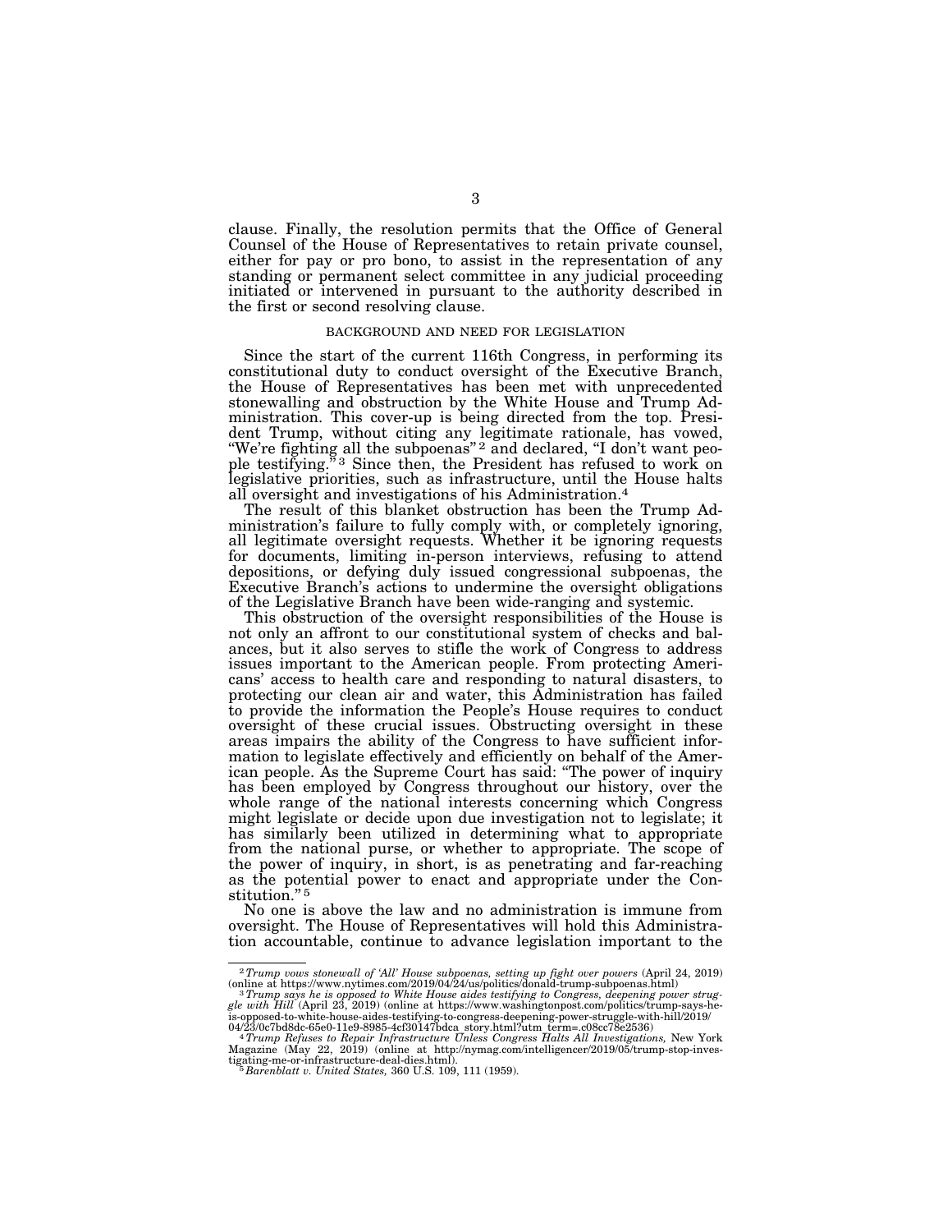clause. Finally, the resolution permits that the Office of General Counsel of the House of Representatives to retain private counsel, either for pay or pro bono, to assist in the representation of any standing or permanent select committee in any judicial proceeding initiated or intervened in pursuant to the authority described in the first or second resolving clause.

## BACKGROUND AND NEED FOR LEGISLATION

Since the start of the current 116th Congress, in performing its constitutional duty to conduct oversight of the Executive Branch, the House of Representatives has been met with unprecedented stonewalling and obstruction by the White House and Trump Administration. This cover-up is being directed from the top. President Trump, without citing any legitimate rationale, has vowed, "We're fighting all the subpoenas"[2] and declared, "I don't want people testifying."[3] Since then, the President has refused to work on legislative priorities, such as infrastructure, until the House halts all oversight and investigations of his Administration.[4]

The result of this blanket obstruction has been the Trump Administration's failure to fully comply with, or completely ignoring, all legitimate oversight requests. Whether it be ignoring requests for documents, limiting in-person interviews, refusing to attend depositions, or defying duly issued congressional subpoenas, the Executive Branch's actions to undermine the oversight obligations of the Legislative Branch have been wide-ranging and systemic.

This obstruction of the oversight responsibilities of the House is not only an affront to our constitutional system of checks and balances, but it also serves to stifle the work of Congress to address issues important to the American people. From protecting Americans' access to health care and responding to natural disasters, to protecting our clean air and water, this Administration has failed to provide the information the People's House requires to conduct oversight of these crucial issues. Obstructing oversight in these areas impairs the ability of the Congress to have sufficient information to legislate effectively and efficiently on behalf of the American people. As the Supreme Court has said: "The power of inquiry has been employed by Congress throughout our history, over the whole range of the national interests concerning which Congress might legislate or decide upon due investigation not to legislate; it has similarly been utilized in determining what to appropriate from the national purse, or whether to appropriate. The scope of the power of inquiry, in short, is as penetrating and far-reaching as the potential power to enact and appropriate under the Constitution."[5]

No one is above the law and no administration is immune from oversight. The House of Representatives will hold this Administration accountable, continue to advance legislation important to the

---

[2] *Trump vows stonewall of 'All' House subpoenas, setting up fight over powers* (April 24, 2019) (online at https://www.nytimes.com/2019/04/24/us/politics/donald-trump-subpoenas.html)

[3] *Trump says he is opposed to White House aides testifying to Congress, deepening power struggle with Hill* (April 23, 2019) (online at https://www.washingtonpost.com/politics/trump-says-he-is-opposed-to-white-house-aides-testifying-to-congress-deepening-power-struggle-with-hill/2019/04/23/0c7bd8dc-65e0-11e9-8985-4cf30147bdca_story.html?utm_term=.c08cc78e2536)

[4] *Trump Refuses to Repair Infrastructure Unless Congress Halts All Investigations,* New York Magazine (May 22, 2019) (online at http://nymag.com/intelligencer/2019/05/trump-stop-investigating-me-or-infrastructure-deal-dies.html).

[5] *Barenblatt v. United States,* 360 U.S. 109, 111 (1959).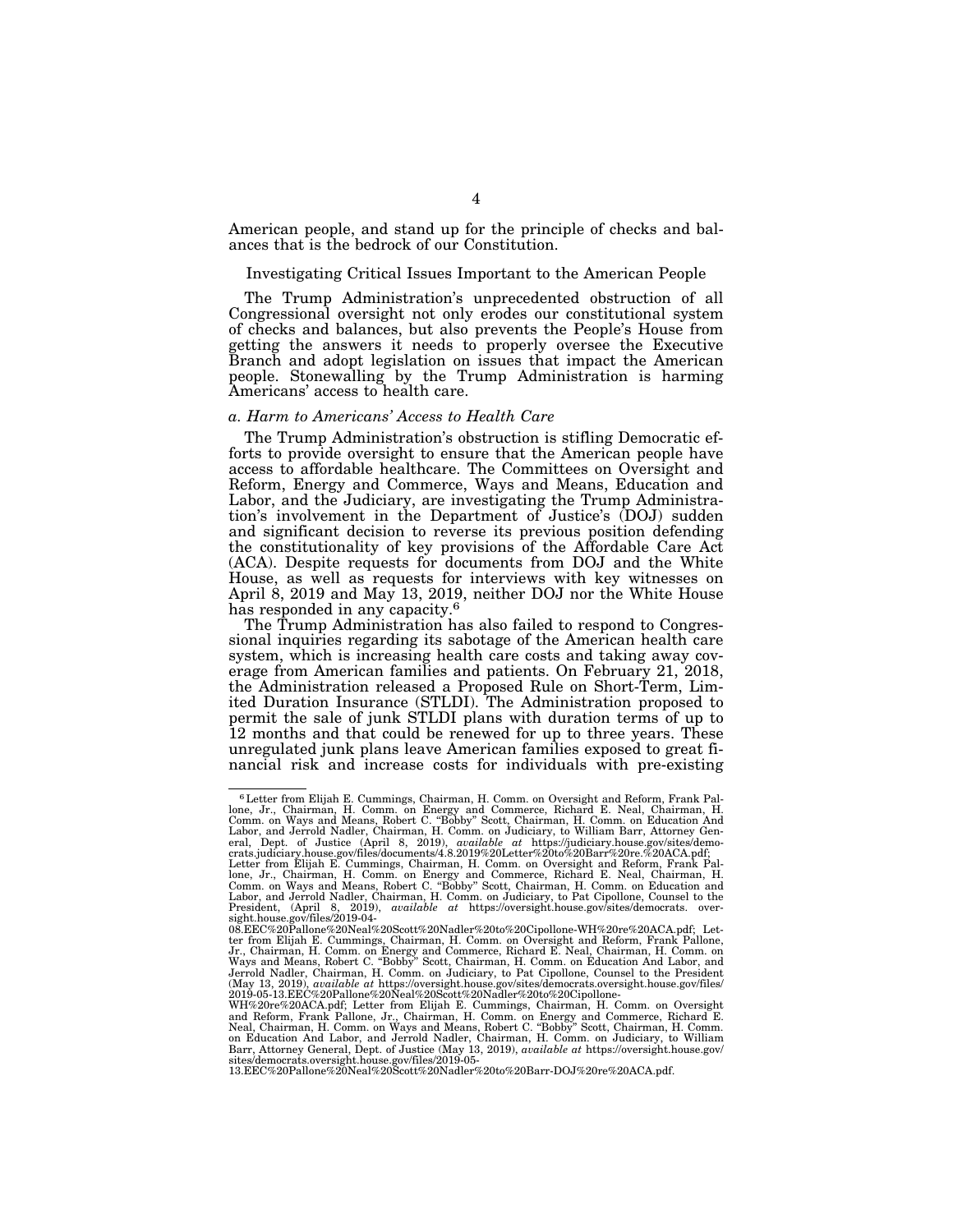American people, and stand up for the principle of checks and balances that is the bedrock of our Constitution.

Investigating Critical Issues Important to the American People

The Trump Administration's unprecedented obstruction of all Congressional oversight not only erodes our constitutional system of checks and balances, but also prevents the People's House from getting the answers it needs to properly oversee the Executive Branch and adopt legislation on issues that impact the American people. Stonewalling by the Trump Administration is harming Americans' access to health care.

*a. Harm to Americans' Access to Health Care*

The Trump Administration's obstruction is stifling Democratic efforts to provide oversight to ensure that the American people have access to affordable healthcare. The Committees on Oversight and Reform, Energy and Commerce, Ways and Means, Education and Labor, and the Judiciary, are investigating the Trump Administration's involvement in the Department of Justice's (DOJ) sudden and significant decision to reverse its previous position defending the constitutionality of key provisions of the Affordable Care Act (ACA). Despite requests for documents from DOJ and the White House, as well as requests for interviews with key witnesses on April 8, 2019 and May 13, 2019, neither DOJ nor the White House has responded in any capacity.[6]

The Trump Administration has also failed to respond to Congressional inquiries regarding its sabotage of the American health care system, which is increasing health care costs and taking away coverage from American families and patients. On February 21, 2018, the Administration released a Proposed Rule on Short-Term, Limited Duration Insurance (STLDI). The Administration proposed to permit the sale of junk STLDI plans with duration terms of up to 12 months and that could be renewed for up to three years. These unregulated junk plans leave American families exposed to great financial risk and increase costs for individuals with pre-existing

---

[6] Letter from Elijah E. Cummings, Chairman, H. Comm. on Oversight and Reform, Frank Pallone, Jr., Chairman, H. Comm. on Energy and Commerce, Richard E. Neal, Chairman, H. Comm. on Ways and Means, Robert C. "Bobby" Scott, Chairman, H. Comm. on Education And Labor, and Jerrold Nadler, Chairman, H. Comm. on Judiciary, to William Barr, Attorney General, Dept. of Justice (April 8, 2019), *available at* https://judiciary.house.gov/sites/democrats.judiciary.house.gov/files/documents/4.8.2019%20Letter%20to%20Barr%20re.%20ACA.pdf; Letter from Elijah E. Cummings, Chairman, H. Comm. on Oversight and Reform, Frank Pallone, Jr., Chairman, H. Comm. on Energy and Commerce, Richard E. Neal, Chairman, H. Comm. on Ways and Means, Robert C. "Bobby" Scott, Chairman, H. Comm. on Education and Labor, and Jerrold Nadler, Chairman, H. Comm. on Judiciary, to Pat Cipollone, Counsel to the President, (April 8, 2019), *available at* https://oversight.house.gov/sites/democrats. oversight.house.gov/files/2019-04-08.EEC%20Pallone%20Neal%20Scott%20Nadler%20to%20Cipollone-WH%20re%20ACA.pdf; Letter from Elijah E. Cummings, Chairman, H. Comm. on Oversight and Reform, Frank Pallone, Jr., Chairman, H. Comm. on Energy and Commerce, Richard E. Neal, Chairman, H. Comm. on Ways and Means, Robert C. "Bobby" Scott, Chairman, H. Comm. on Education And Labor, and Jerrold Nadler, Chairman, H. Comm. on Judiciary, to Pat Cipollone, Counsel to the President (May 13, 2019), *available at* https://oversight.house.gov/sites/democrats.oversight.house.gov/files/2019-05-13.EEC%20Pallone%20Neal%20Scott%20Nadler%20to%20Cipollone-WH%20re%20ACA.pdf; Letter from Elijah E. Cummings, Chairman, H. Comm. on Oversight and Reform, Frank Pallone, Jr., Chairman, H. Comm. on Energy and Commerce, Richard E. Neal, Chairman, H. Comm. on Ways and Means, Robert C. "Bobby" Scott, Chairman, H. Comm. on Education And Labor, and Jerrold Nadler, Chairman, H. Comm. on Judiciary, to William Barr, Attorney General, Dept. of Justice (May 13, 2019), *available at* https://oversight.house.gov/sites/democrats.oversight.house.gov/files/2019-05-13.EEC%20Pallone%20Neal%20Scott%20Nadler%20to%20Barr-DOJ%20re%20ACA.pdf.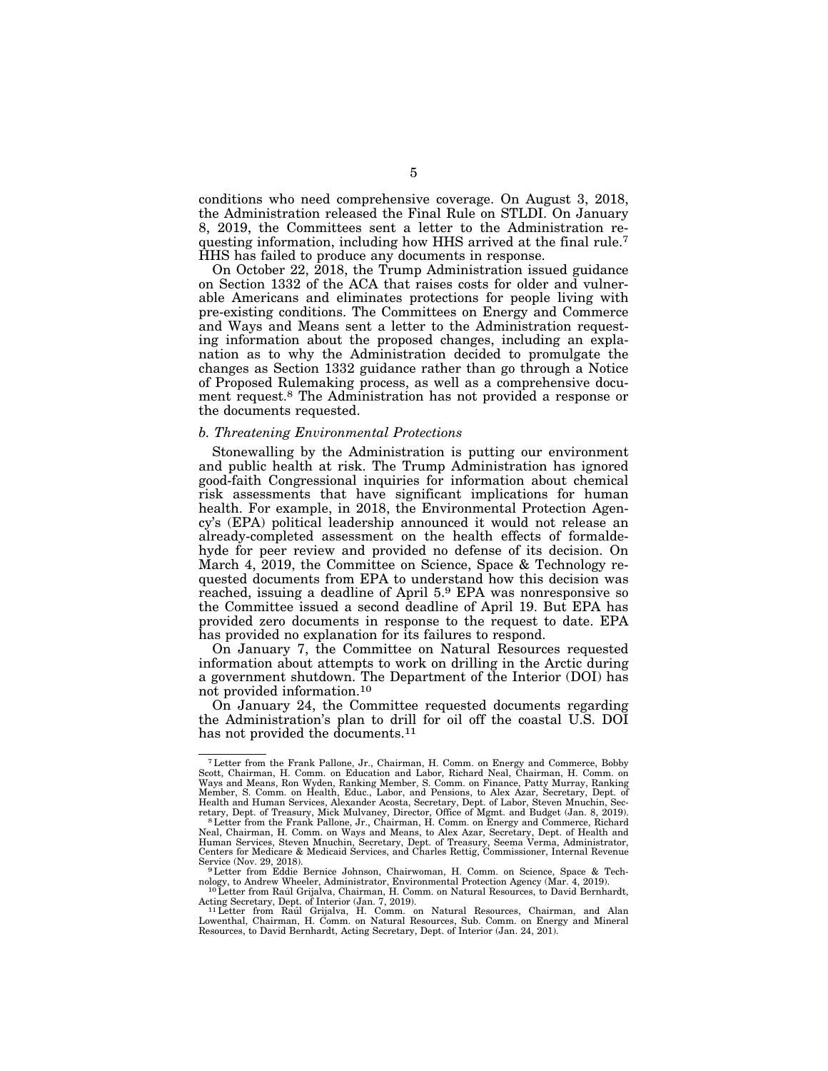conditions who need comprehensive coverage. On August 3, 2018, the Administration released the Final Rule on STLDI. On January 8, 2019, the Committees sent a letter to the Administration requesting information, including how HHS arrived at the final rule.[7] HHS has failed to produce any documents in response.

On October 22, 2018, the Trump Administration issued guidance on Section 1332 of the ACA that raises costs for older and vulnerable Americans and eliminates protections for people living with pre-existing conditions. The Committees on Energy and Commerce and Ways and Means sent a letter to the Administration requesting information about the proposed changes, including an explanation as to why the Administration decided to promulgate the changes as Section 1332 guidance rather than go through a Notice of Proposed Rulemaking process, as well as a comprehensive document request.[8] The Administration has not provided a response or the documents requested.

### *b. Threatening Environmental Protections*

Stonewalling by the Administration is putting our environment and public health at risk. The Trump Administration has ignored good-faith Congressional inquiries for information about chemical risk assessments that have significant implications for human health. For example, in 2018, the Environmental Protection Agency's (EPA) political leadership announced it would not release an already-completed assessment on the health effects of formaldehyde for peer review and provided no defense of its decision. On March 4, 2019, the Committee on Science, Space & Technology requested documents from EPA to understand how this decision was reached, issuing a deadline of April 5.[9] EPA was nonresponsive so the Committee issued a second deadline of April 19. But EPA has provided zero documents in response to the request to date. EPA has provided no explanation for its failures to respond.

On January 7, the Committee on Natural Resources requested information about attempts to work on drilling in the Arctic during a government shutdown. The Department of the Interior (DOI) has not provided information.[10]

On January 24, the Committee requested documents regarding the Administration's plan to drill for oil off the coastal U.S. DOI has not provided the documents.[11]

---

[7] Letter from the Frank Pallone, Jr., Chairman, H. Comm. on Energy and Commerce, Bobby Scott, Chairman, H. Comm. on Education and Labor, Richard Neal, Chairman, H. Comm. on Ways and Means, Ron Wyden, Ranking Member, S. Comm. on Finance, Patty Murray, Ranking Member, S. Comm. on Health, Educ., Labor, and Pensions, to Alex Azar, Secretary, Dept. of Health and Human Services, Alexander Acosta, Secretary, Dept. of Labor, Steven Mnuchin, Secretary, Dept. of Treasury, Mick Mulvaney, Director, Office of Mgmt. and Budget (Jan. 8, 2019).

[8] Letter from the Frank Pallone, Jr., Chairman, H. Comm. on Energy and Commerce, Richard Neal, Chairman, H. Comm. on Ways and Means, to Alex Azar, Secretary, Dept. of Health and Human Services, Steven Mnuchin, Secretary, Dept. of Treasury, Seema Verma, Administrator, Centers for Medicare & Medicaid Services, and Charles Rettig, Commissioner, Internal Revenue Service (Nov. 29, 2018).

[9] Letter from Eddie Bernice Johnson, Chairwoman, H. Comm. on Science, Space & Technology, to Andrew Wheeler, Administrator, Environmental Protection Agency (Mar. 4, 2019).

[10] Letter from Raúl Grijalva, Chairman, H. Comm. on Natural Resources, to David Bernhardt, Acting Secretary, Dept. of Interior (Jan. 7, 2019).

[11] Letter from Raúl Grijalva, H. Comm. on Natural Resources, Chairman, and Alan Lowenthal, Chairman, H. Comm. on Natural Resources, Sub. Comm. on Energy and Mineral Resources, to David Bernhardt, Acting Secretary, Dept. of Interior (Jan. 24, 201).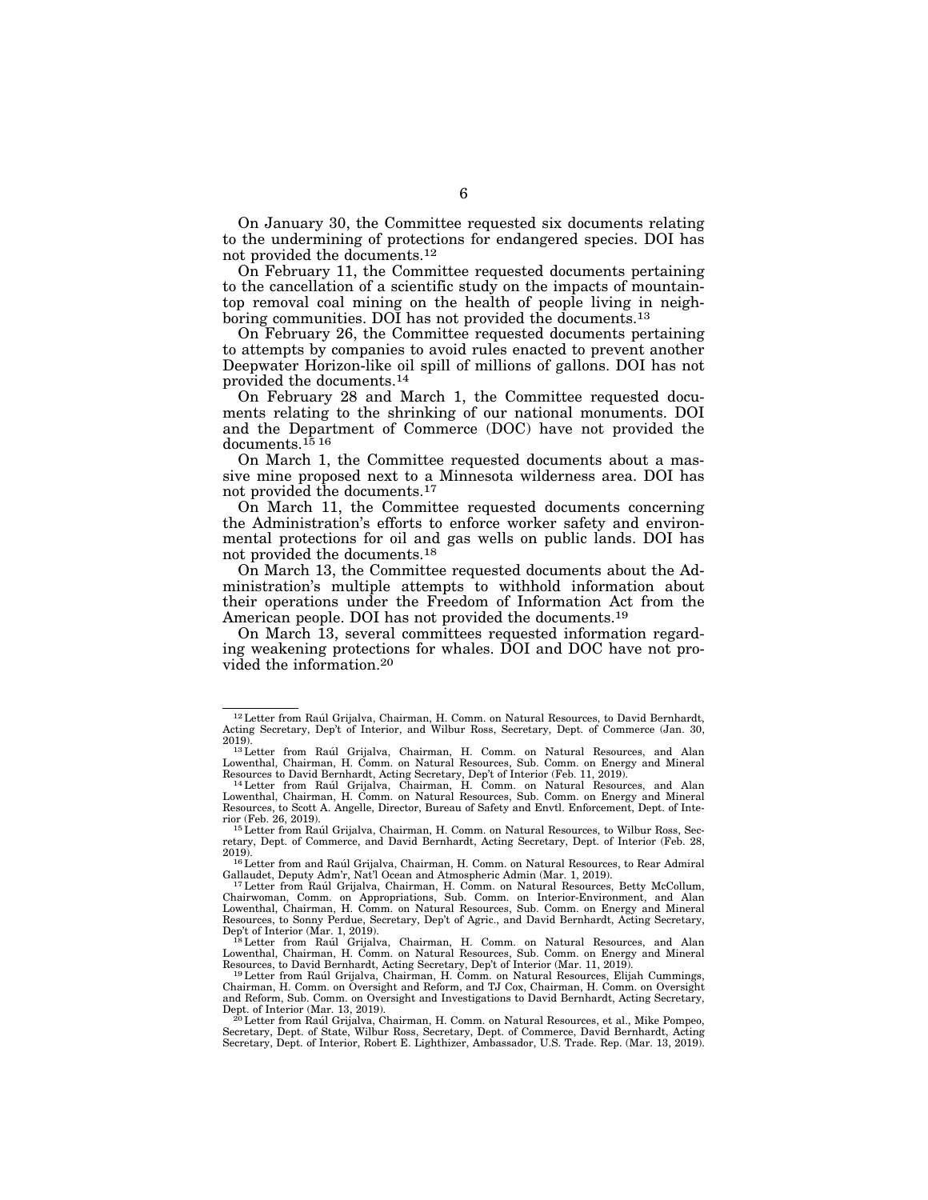On January 30, the Committee requested six documents relating to the undermining of protections for endangered species. DOI has not provided the documents.[12]

On February 11, the Committee requested documents pertaining to the cancellation of a scientific study on the impacts of mountaintop removal coal mining on the health of people living in neighboring communities. DOI has not provided the documents.[13]

On February 26, the Committee requested documents pertaining to attempts by companies to avoid rules enacted to prevent another Deepwater Horizon-like oil spill of millions of gallons. DOI has not provided the documents.[14]

On February 28 and March 1, the Committee requested documents relating to the shrinking of our national monuments. DOI and the Department of Commerce (DOC) have not provided the documents.[15] [16]

On March 1, the Committee requested documents about a massive mine proposed next to a Minnesota wilderness area. DOI has not provided the documents.[17]

On March 11, the Committee requested documents concerning the Administration's efforts to enforce worker safety and environmental protections for oil and gas wells on public lands. DOI has not provided the documents.[18]

On March 13, the Committee requested documents about the Administration's multiple attempts to withhold information about their operations under the Freedom of Information Act from the American people. DOI has not provided the documents.[19]

On March 13, several committees requested information regarding weakening protections for whales. DOI and DOC have not provided the information.[20]

---

[12] Letter from Raúl Grijalva, Chairman, H. Comm. on Natural Resources, to David Bernhardt, Acting Secretary, Dep't of Interior, and Wilbur Ross, Secretary, Dept. of Commerce (Jan. 30, 2019).

[13] Letter from Raúl Grijalva, Chairman, H. Comm. on Natural Resources, and Alan Lowenthal, Chairman, H. Comm. on Natural Resources, Sub. Comm. on Energy and Mineral Resources to David Bernhardt, Acting Secretary, Dep't of Interior (Feb. 11, 2019).

[14] Letter from Raúl Grijalva, Chairman, H. Comm. on Natural Resources, and Alan Lowenthal, Chairman, H. Comm. on Natural Resources, Sub. Comm. on Energy and Mineral Resources, to Scott A. Angelle, Director, Bureau of Safety and Envtl. Enforcement, Dept. of Interior (Feb. 26, 2019).

[15] Letter from Raúl Grijalva, Chairman, H. Comm. on Natural Resources, to Wilbur Ross, Secretary, Dept. of Commerce, and David Bernhardt, Acting Secretary, Dept. of Interior (Feb. 28, 2019).

[16] Letter from and Raúl Grijalva, Chairman, H. Comm. on Natural Resources, to Rear Admiral Gallaudet, Deputy Adm'r, Nat'l Ocean and Atmospheric Admin (Mar. 1, 2019).

[17] Letter from Raúl Grijalva, Chairman, H. Comm. on Natural Resources, Betty McCollum, Chairwoman, Comm. on Appropriations, Sub. Comm. on Interior-Environment, and Alan Lowenthal, Chairman, H. Comm. on Natural Resources, Sub. Comm. on Energy and Mineral Resources, to Sonny Perdue, Secretary, Dep't of Agric., and David Bernhardt, Acting Secretary, Dep't of Interior (Mar. 1, 2019).

[18] Letter from Raúl Grijalva, Chairman, H. Comm. on Natural Resources, and Alan Lowenthal, Chairman, H. Comm. on Natural Resources, Sub. Comm. on Energy and Mineral Resources, to David Bernhardt, Acting Secretary, Dep't of Interior (Mar. 11, 2019).

[19] Letter from Raúl Grijalva, Chairman, H. Comm. on Natural Resources, Elijah Cummings, Chairman, H. Comm. on Oversight and Reform, and TJ Cox, Chairman, H. Comm. on Oversight and Reform, Sub. Comm. on Oversight and Investigations to David Bernhardt, Acting Secretary, Dept. of Interior (Mar. 13, 2019).

[20] Letter from Raúl Grijalva, Chairman, H. Comm. on Natural Resources, et al., Mike Pompeo, Secretary, Dept. of State, Wilbur Ross, Secretary, Dept. of Commerce, David Bernhardt, Acting Secretary, Dept. of Interior, Robert E. Lighthizer, Ambassador, U.S. Trade. Rep. (Mar. 13, 2019).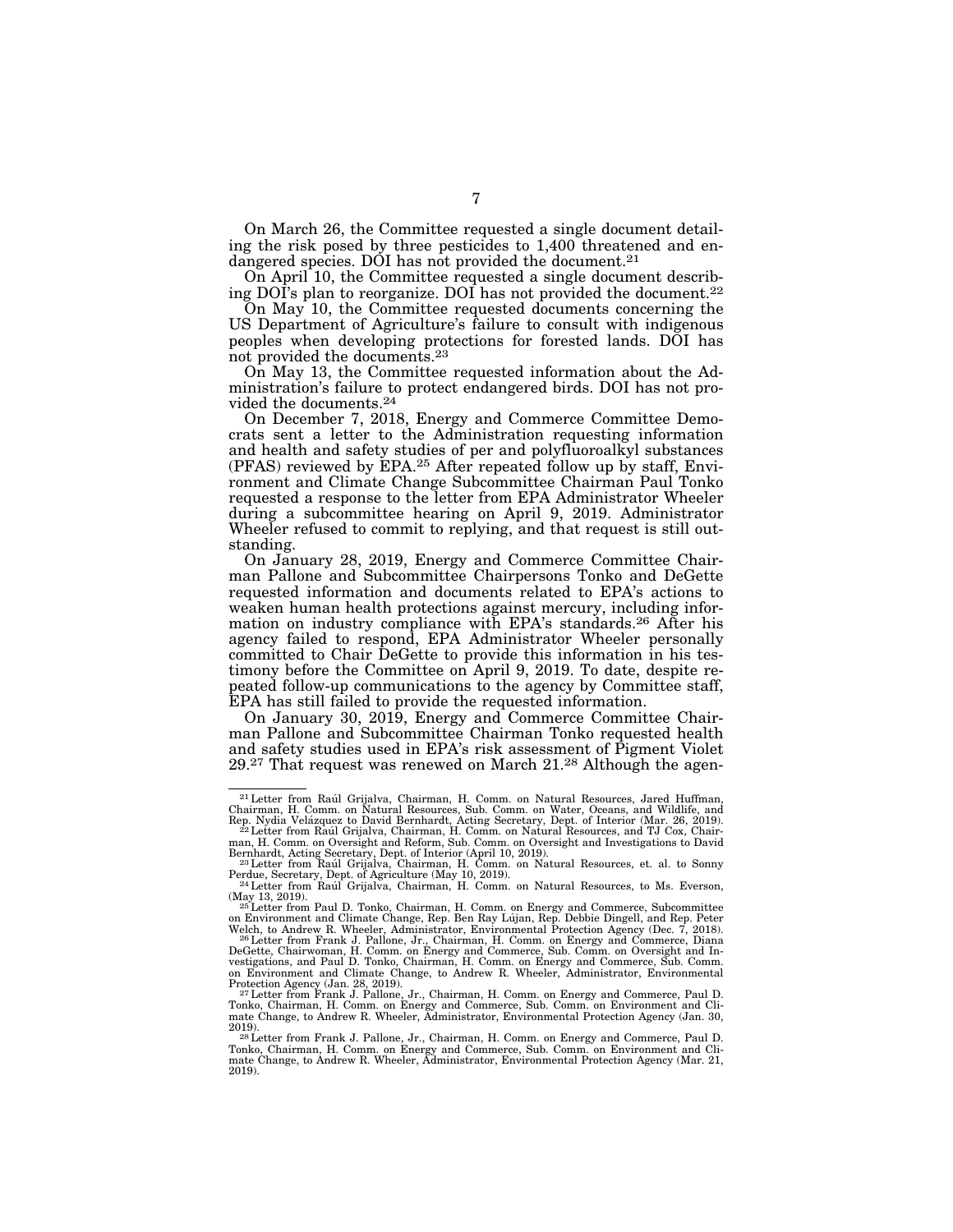On March 26, the Committee requested a single document detailing the risk posed by three pesticides to 1,400 threatened and endangered species. DOI has not provided the document.[21]

On April 10, the Committee requested a single document describing DOI's plan to reorganize. DOI has not provided the document.[22]

On May 10, the Committee requested documents concerning the US Department of Agriculture's failure to consult with indigenous peoples when developing protections for forested lands. DOI has not provided the documents.[23]

On May 13, the Committee requested information about the Administration's failure to protect endangered birds. DOI has not provided the documents.[24]

On December 7, 2018, Energy and Commerce Committee Democrats sent a letter to the Administration requesting information and health and safety studies of per and polyfluoroalkyl substances (PFAS) reviewed by EPA.[25] After repeated follow up by staff, Environment and Climate Change Subcommittee Chairman Paul Tonko requested a response to the letter from EPA Administrator Wheeler during a subcommittee hearing on April 9, 2019. Administrator Wheeler refused to commit to replying, and that request is still outstanding.

On January 28, 2019, Energy and Commerce Committee Chairman Pallone and Subcommittee Chairpersons Tonko and DeGette requested information and documents related to EPA's actions to weaken human health protections against mercury, including information on industry compliance with EPA's standards.[26] After his agency failed to respond, EPA Administrator Wheeler personally committed before Chair DeGette to provide this information in his testimony before the Committee on April 9, 2019. To date, despite repeated follow-up communications to the agency by Committee staff, EPA has still failed to provide the requested information.

On January 30, 2019, Energy and Commerce Committee Chairman Pallone and Subcommittee Chairman Tonko requested health and safety studies used in EPA's risk assessment of Pigment Violet 29.[27] That request was renewed on March 21.[28] Although the agen-

---

[21] Letter from Raúl Grijalva, Chairman, H. Comm. on Natural Resources, Jared Huffman, Chairman, H. Comm. on Natural Resources, Sub. Comm. on Water, Oceans, and Wildlife, and Rep. Nydia Velázquez to David Bernhardt, Acting Secretary, Dept. of Interior (Mar. 26, 2019).

[22] Letter from Raúl Grijalva, Chairman, H. Comm. on Natural Resources, and TJ Cox, Chairman, H. Comm. on Oversight and Reform, Sub. Comm. on Oversight and Investigations to David Bernhardt, Acting Secretary, Dept. of Interior (April 10, 2019).

[23] Letter from Raúl Grijalva, Chairman, H. Comm. on Natural Resources, et. al. to Sonny Perdue, Secretary, Dept. of Agriculture (May 10, 2019).

[24] Letter from Raúl Grijalva, Chairman, H. Comm. on Natural Resources, to Ms. Everson, (May 13, 2019).

[25] Letter from Paul D. Tonko, Chairman, H. Comm. on Energy and Commerce, Subcommittee on Environment and Climate Change, Rep. Ben Ray Lújan, Rep. Debbie Dingell, and Rep. Peter Welch, to Andrew R. Wheeler, Administrator, Environmental Protection Agency (Dec. 7, 2018).

[26] Letter from Frank J. Pallone, Jr., Chairman, H. Comm. on Energy and Commerce, Diana DeGette, Chairwoman, H. Comm. on Energy and Commerce, Sub. Comm. on Oversight and Investigations, and Paul D. Tonko, Chairman, H. Comm. on Energy and Commerce, Sub. Comm. on Environment and Climate Change, to Andrew R. Wheeler, Administrator, Environmental Protection Agency (Jan. 28, 2019).

[27] Letter from Frank J. Pallone, Jr., Chairman, H. Comm. on Energy and Commerce, Paul D. Tonko, Chairman, H. Comm. on Energy and Commerce, Sub. Comm. on Environment and Climate Change, to Andrew R. Wheeler, Administrator, Environmental Protection Agency (Jan. 30, 2019).

[28] Letter from Frank J. Pallone, Jr., Chairman, H. Comm. on Energy and Commerce, Paul D. Tonko, Chairman, H. Comm. on Energy and Commerce, Sub. Comm. on Environment and Climate Change, to Andrew R. Wheeler, Administrator, Environmental Protection Agency (Mar. 21, 2019).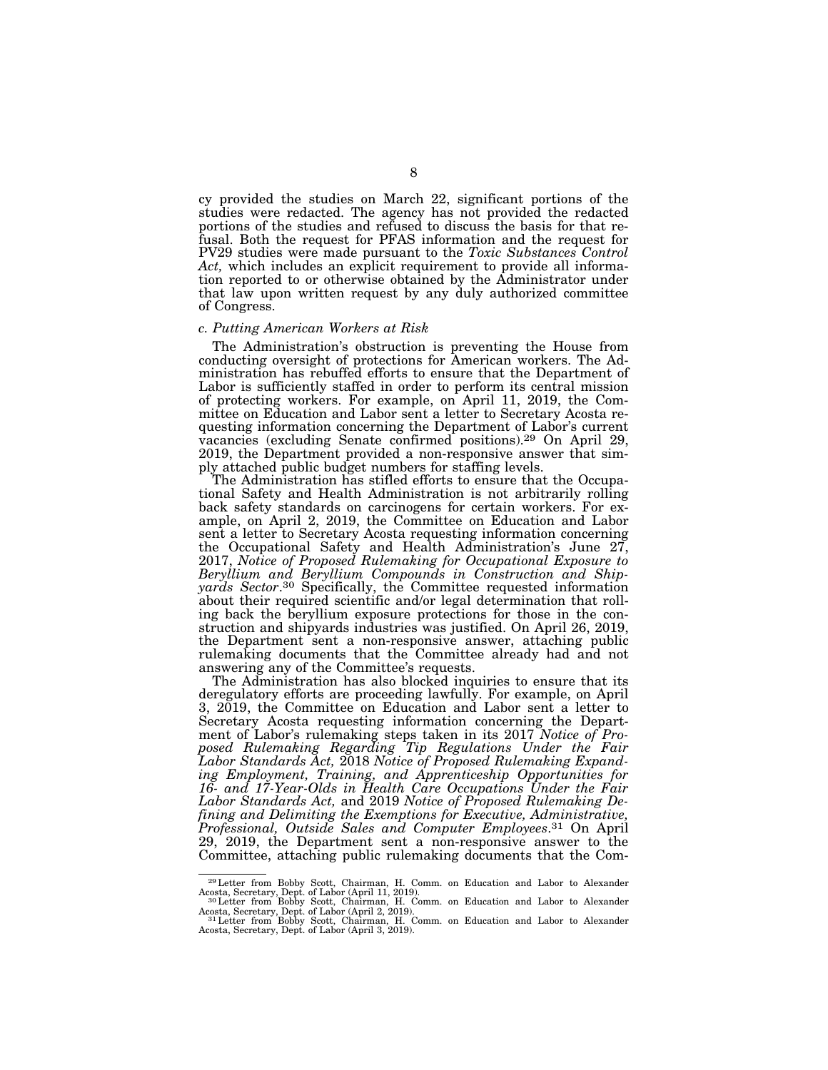cy provided the studies on March 22, significant portions of the studies were redacted. The agency has not provided the redacted portions of the studies and refused to discuss the basis for that refusal. Both the request for PFAS information and the request for PV29 studies were made pursuant to the *Toxic Substances Control Act,* which includes an explicit requirement to provide all information reported to or otherwise obtained by the Administrator under that law upon written request by any duly authorized committee of Congress.

### *c. Putting American Workers at Risk*

The Administration's obstruction is preventing the House from conducting oversight of protections for American workers. The Administration has rebuffed efforts to ensure that the Department of Labor is sufficiently staffed in order to perform its central mission of protecting workers. For example, on April 11, 2019, the Committee on Education and Labor sent a letter to Secretary Acosta requesting information concerning the Department of Labor's current vacancies (excluding Senate confirmed positions).[29] On April 29, 2019, the Department provided a non-responsive answer that simply attached public budget numbers for staffing levels.

The Administration has stifled efforts to ensure that the Occupational Safety and Health Administration is not arbitrarily rolling back safety standards on carcinogens for certain workers. For example, on April 2, 2019, the Committee on Education and Labor sent a letter to Secretary Acosta requesting information concerning the Occupational Safety and Health Administration's June 27, 2017, *Notice of Proposed Rulemaking for Occupational Exposure to Beryllium and Beryllium Compounds in Construction and Shipyards Sector*.[30] Specifically, the Committee requested information about their required scientific and/or legal determination that rolling back the beryllium exposure protections for those in the construction and shipyards industries was justified. On April 26, 2019, the Department sent a non-responsive answer, attaching public rulemaking documents that the Committee already had and not answering any of the Committee's requests.

The Administration has also blocked inquiries to ensure that its deregulatory efforts are proceeding lawfully. For example, on April 3, 2019, the Committee on Education and Labor sent a letter to Secretary Acosta requesting information concerning the Department of Labor's rulemaking steps taken in its 2017 *Notice of Proposed Rulemaking Regarding Tip Regulations Under the Fair Labor Standards Act,* 2018 *Notice of Proposed Rulemaking Expanding Employment, Training, and Apprenticeship Opportunities for 16- and 17-Year-Olds in Health Care Occupations Under the Fair Labor Standards Act,* and 2019 *Notice of Proposed Rulemaking Defining and Delimiting the Exemptions for Executive, Administrative, Professional, Outside Sales and Computer Employees*.[31] On April 29, 2019, the Department sent a non-responsive answer to the Committee, attaching public rulemaking documents that the Com-

---

[29] Letter from Bobby Scott, Chairman, H. Comm. on Education and Labor to Alexander Acosta, Secretary, Dept. of Labor (April 11, 2019).

[30] Letter from Bobby Scott, Chairman, H. Comm. on Education and Labor to Alexander Acosta, Secretary, Dept. of Labor (April 2, 2019).

[31] Letter from Bobby Scott, Chairman, H. Comm. on Education and Labor to Alexander Acosta, Secretary, Dept. of Labor (April 3, 2019).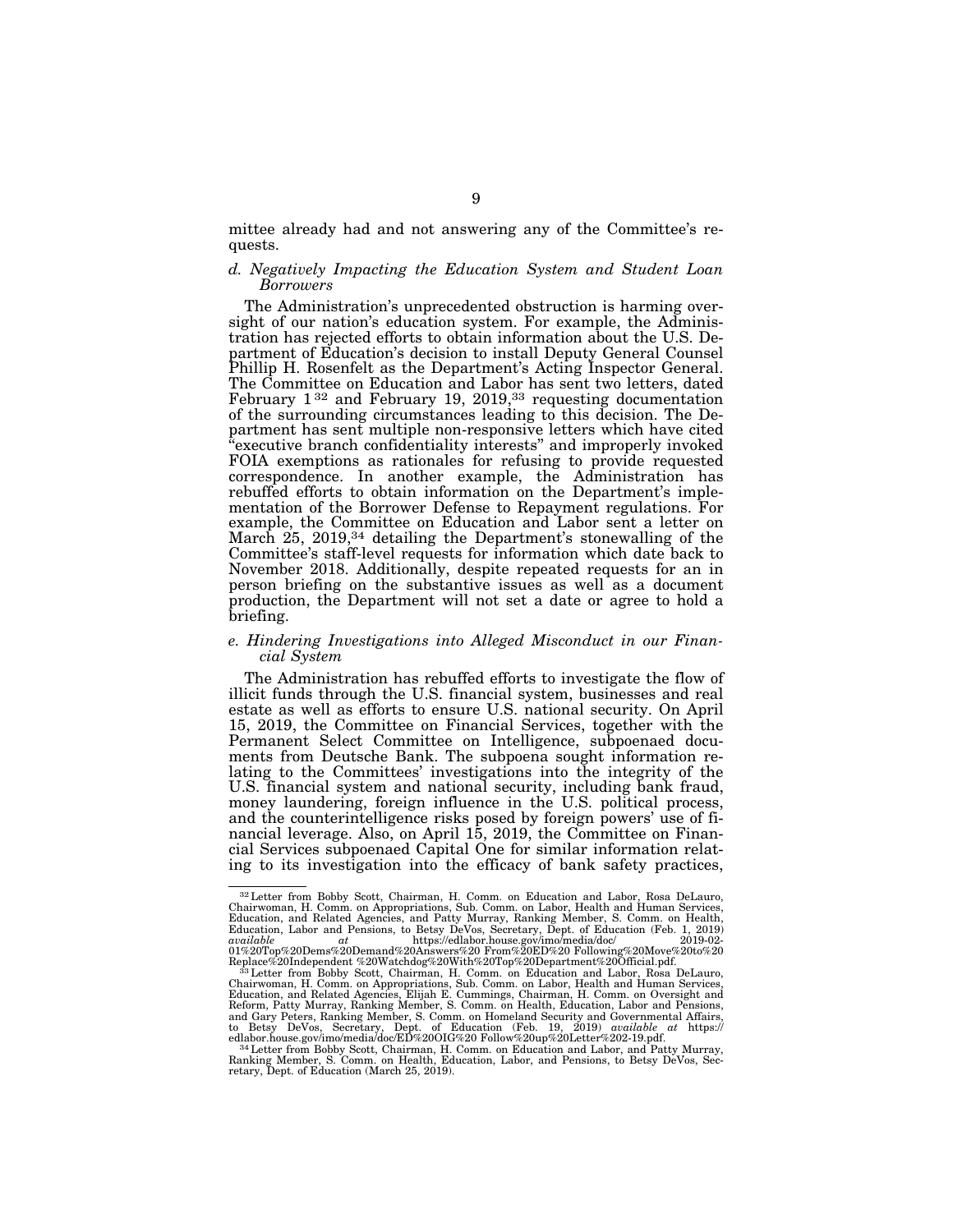mittee already had and not answering any of the Committee's requests.

*d. Negatively Impacting the Education System and Student Loan Borrowers*

The Administration's unprecedented obstruction is harming oversight of our nation's education system. For example, the Administration has rejected efforts to obtain information about the U.S. Department of Education's decision to install Deputy General Counsel Phillip H. Rosenfelt as the Department's Acting Inspector General. The Committee on Education and Labor has sent two letters, dated February 1[32] and February 19, 2019,[33] requesting documentation of the surrounding circumstances leading to this decision. The Department has sent multiple non-responsive letters which have cited "executive branch confidentiality interests" and improperly invoked FOIA exemptions as rationales for refusing to provide requested correspondence. In another example, the Administration has rebuffed efforts to obtain information on the Department's implementation of the Borrower Defense to Repayment regulations. For example, the Committee on Education and Labor sent a letter on March 25, 2019,[34] detailing the Department's stonewalling of the Committee's staff-level requests for information which date back to November 2018. Additionally, despite repeated requests for an in person briefing on the substantive issues as well as a document production, the Department will not set a date or agree to hold a briefing.

*e. Hindering Investigations into Alleged Misconduct in our Financial System*

The Administration has rebuffed efforts to investigate the flow of illicit funds through the U.S. financial system, businesses and real estate as well as efforts to ensure U.S. national security. On April 15, 2019, the Committee on Financial Services, together with the Permanent Select Committee on Intelligence, subpoenaed documents from Deutsche Bank. The subpoena sought information relating to the Committees' investigations into the integrity of the U.S. financial system and national security, including bank fraud, money laundering, foreign influence in the U.S. political process, and the counterintelligence risks posed by foreign powers' use of financial leverage. Also, on April 15, 2019, the Committee on Financial Services subpoenaed Capital One for similar information relating to its investigation into the efficacy of bank safety practices,

---

[32] Letter from Bobby Scott, Chairman, H. Comm. on Education and Labor, Rosa DeLauro, Chairwoman, H. Comm. on Appropriations, Sub. Comm. on Labor, Health and Human Services, Education, and Related Agencies, and Patty Murray, Ranking Member, S. Comm. on Health, Education, Labor and Pensions, to Betsy DeVos, Secretary, Dept. of Education (Feb. 1, 2019) *available at* https://edlabor.house.gov/imo/media/doc/2019-02-01%20Top%20Dems%20Demand%20Answers%20From%20ED%20Following%20Move%20to%20Replace%20Independent%20Watchdog%20With%20Top%20Department%20Official.pdf.

[33] Letter from Bobby Scott, Chairman, H. Comm. on Education and Labor, Rosa DeLauro, Chairwoman, H. Comm. on Appropriations, Sub. Comm. on Labor, Health and Human Services, Education, and Related Agencies, Elijah E. Cummings, Chairman, H. Comm. on Oversight and Reform, Patty Murray, Ranking Member, S. Comm. on Health, Education, Labor and Pensions, and Gary Peters, Ranking Member, S. Comm. on Homeland Security and Governmental Affairs, to Betsy DeVos, Secretary, Dept. of Education (Feb. 19, 2019) *available at* https://edlabor.house.gov/imo/media/doc/ED%20OIG%20 Follow%20up%20Letter%202-19.pdf.

[34] Letter from Bobby Scott, Chairman, H. Comm. on Education and Labor, and Patty Murray, Ranking Member, S. Comm. on Health, Education, Labor, and Pensions, to Betsy DeVos, Secretary, Dept. of Education (March 25, 2019).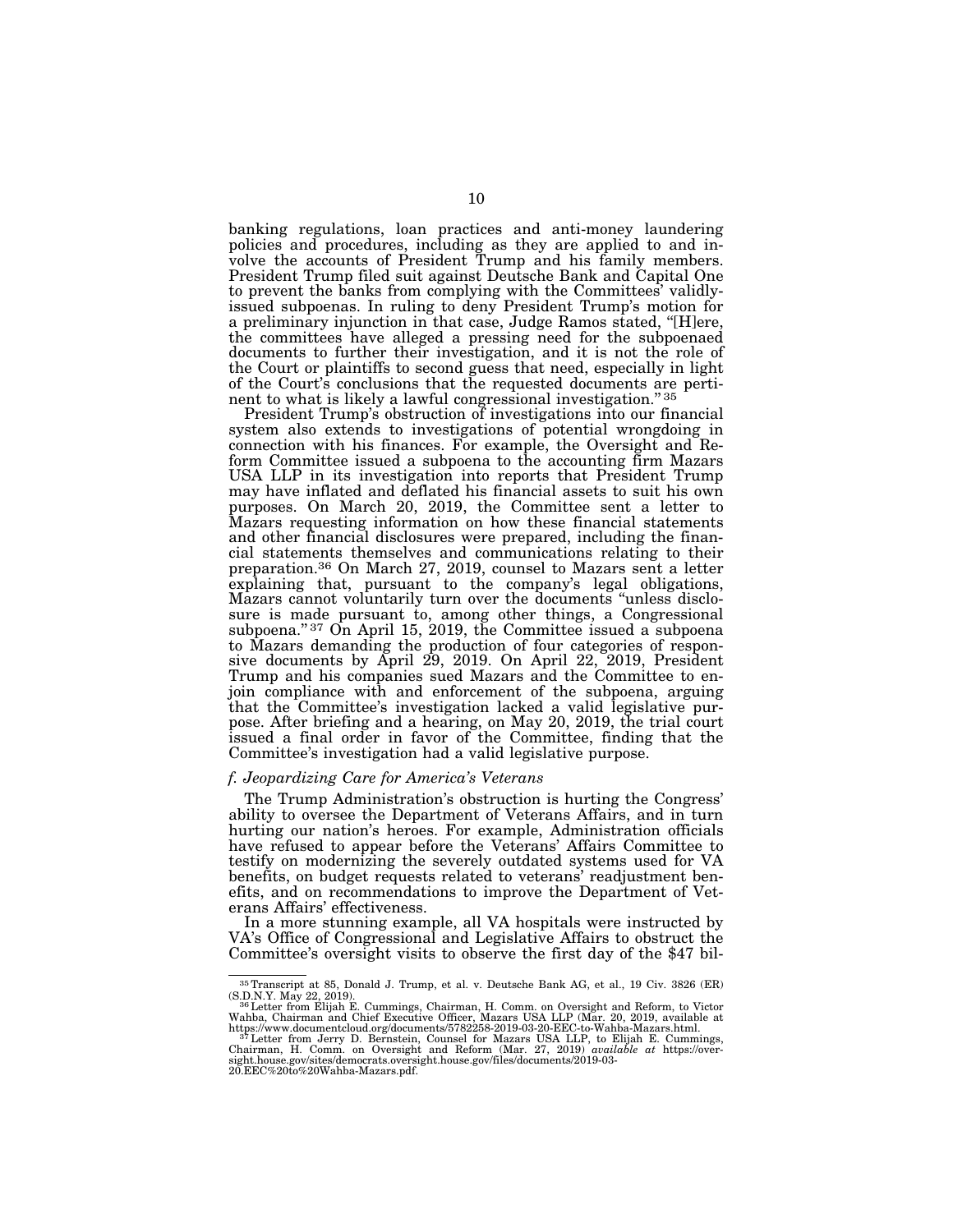banking regulations, loan practices and anti-money laundering policies and procedures, including as they are applied to and involve the accounts of President Trump and his family members. President Trump filed suit against Deutsche Bank and Capital One to prevent the banks from complying with the Committees' validly-issued subpoenas. In ruling to deny President Trump's motion for a preliminary injunction in that case, Judge Ramos stated, "[H]ere, the committees have alleged a pressing need for the subpoenaed documents to further their investigation, and it is not the role of the Court or plaintiffs to second guess that need, especially in light of the Court's conclusions that the requested documents are pertinent to what is likely a lawful congressional investigation." [35]

President Trump's obstruction of investigations into our financial system also extends to investigations of potential wrongdoing in connection with his finances. For example, the Oversight and Reform Committee issued a subpoena to the accounting firm Mazars USA LLP in its investigation into reports that President Trump may have inflated and deflated his financial assets to suit his own purposes. On March 20, 2019, the Committee sent a letter to Mazars requesting information on how these financial statements and other financial disclosures were prepared, including the financial statements themselves and communications relating to their preparation.[36] On March 27, 2019, counsel to Mazars sent a letter explaining that, pursuant to the company's legal obligations, Mazars cannot voluntarily turn over the documents "unless disclosure is made pursuant to, among other things, a Congressional subpoena." [37] On April 15, 2019, the Committee issued a subpoena to Mazars demanding the production of four categories of responsive documents by April 29, 2019. On April 22, 2019, President Trump and his companies sued Mazars and the Committee to enjoin compliance with and enforcement of the subpoena, arguing that the Committee's investigation lacked a valid legislative purpose. After briefing and a hearing, on May 20, 2019, the trial court issued a final order in favor of the Committee, finding that the Committee's investigation had a valid legislative purpose.

### *f. Jeopardizing Care for America's Veterans*

The Trump Administration's obstruction is hurting the Congress' ability to oversee the Department of Veterans Affairs, and in turn hurting our nation's heroes. For example, Administration officials have refused to appear before the Veterans' Affairs Committee to testify on modernizing the severely outdated systems used for VA benefits, on budget requests related to veterans' readjustment benefits, and on recommendations to improve the Department of Veterans Affairs' effectiveness.

In a more stunning example, all VA hospitals were instructed by VA's Office of Congressional and Legislative Affairs to obstruct the Committee's oversight visits to observe the first day of the $47 bil-

---

[35] Transcript at 85, Donald J. Trump, et al. v. Deutsche Bank AG, et al., 19 Civ. 3826 (ER) (S.D.N.Y. May 22, 2019).

[36] Letter from Elijah E. Cummings, Chairman, H. Comm. on Oversight and Reform, to Victor Wahba, Chairman and Chief Executive Officer, Mazars USA LLP (Mar. 20, 2019, available at https://www.documentcloud.org/documents/5782258-2019-03-20-EEC-to-Wahba-Mazars.html.

[37] Letter from Jerry D. Bernstein, Counsel for Mazars USA LLP, to Elijah E. Cummings, Chairman, H. Comm. on Oversight and Reform (Mar. 27, 2019) *available at* https://oversight.house.gov/sites/democrats.oversight.house.gov/files/documents/2019-03-20.EEC%20to%20Wahba-Mazars.pdf.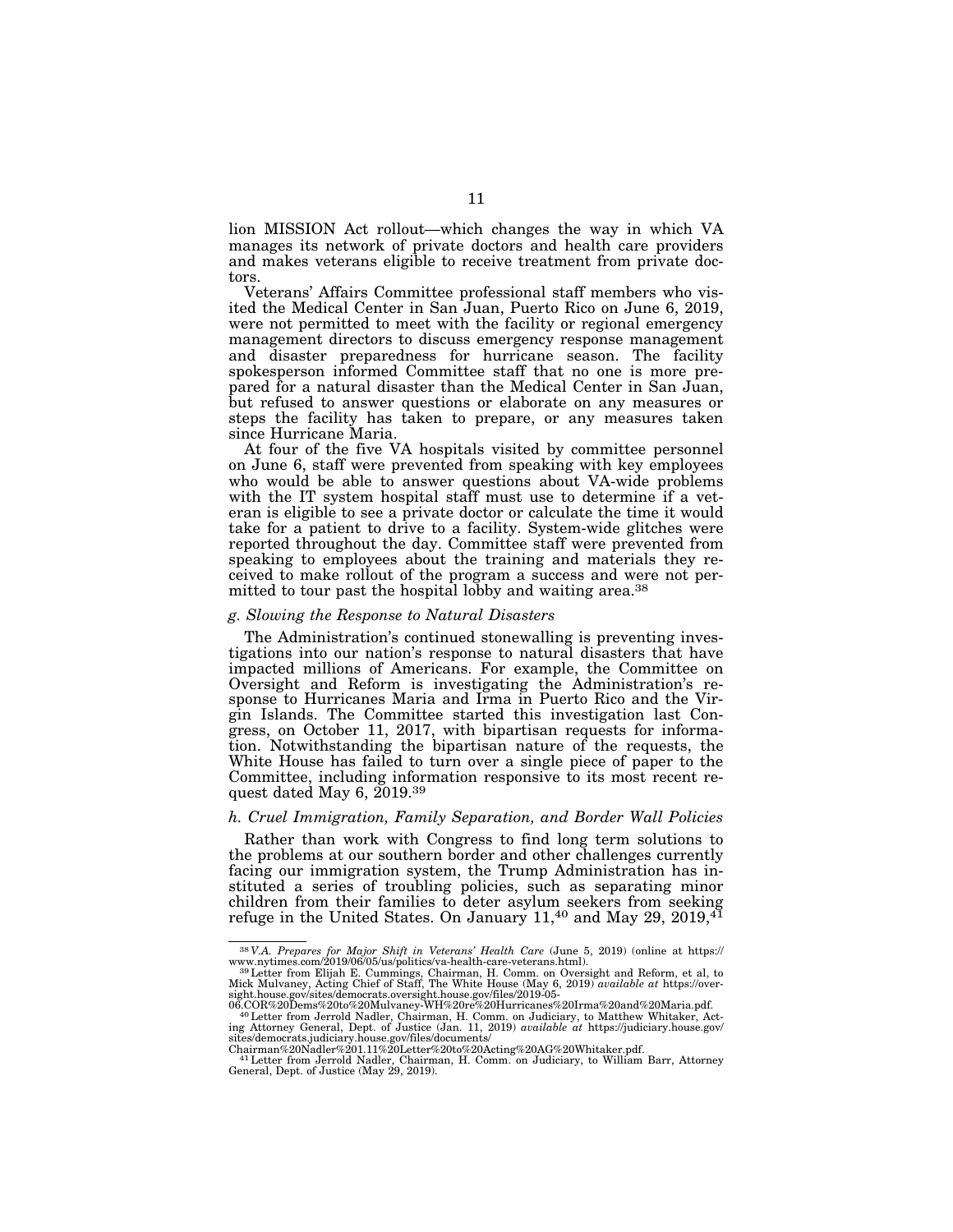lion MISSION Act rollout—which changes the way in which VA manages its network of private doctors and health care providers and makes veterans eligible to receive treatment from private doctors.

Veterans' Affairs Committee professional staff members who visited the Medical Center in San Juan, Puerto Rico on June 6, 2019, were not permitted to meet with the facility or regional emergency management directors to discuss emergency response management and disaster preparedness for hurricane season. The facility spokesperson informed Committee staff that no one is more prepared for a natural disaster than the Medical Center in San Juan, but refused to answer questions or elaborate on any measures or steps the facility has taken to prepare, or any measures taken since Hurricane Maria.

At four of the five VA hospitals visited by committee personnel on June 6, staff were prevented from speaking with key employees who would be able to answer questions about VA-wide problems with the IT system hospital staff must use to determine if a veteran is eligible to see a private doctor or calculate the time it would take for a patient to drive to a facility. System-wide glitches were reported throughout the day. Committee staff were prevented from speaking to employees about the training and materials they received to make rollout of the program a success and were not permitted to tour past the hospital lobby and waiting area.[38]

### *g. Slowing the Response to Natural Disasters*

The Administration's continued stonewalling is preventing investigations into our nation's response to natural disasters that have impacted millions of Americans. For example, the Committee on Oversight and Reform is investigating the Administration's response to Hurricanes Maria and Irma in Puerto Rico and the Virgin Islands. The Committee started this investigation last Congress, on October 11, 2017, with bipartisan requests for information. Notwithstanding the bipartisan nature of the requests, the White House has failed to turn over a single piece of paper to the Committee, including information responsive to its most recent request dated May 6, 2019.[39]

### *h. Cruel Immigration, Family Separation, and Border Wall Policies*

Rather than work with Congress to find long term solutions to the problems at our southern border and other challenges currently facing our immigration system, the Trump Administration has instituted a series of troubling policies, such as separating minor children from their families to deter asylum seekers from seeking refuge in the United States. On January 11,[40] and May 29, 2019,[41]

---

[38] *V.A. Prepares for Major Shift in Veterans' Health Care* (June 5, 2019) (online at https://www.nytimes.com/2019/06/05/us/politics/va-health-care-veterans.html).

[39] Letter from Elijah E. Cummings, Chairman, H. Comm. on Oversight and Reform, et al, to Mick Mulvaney, Acting Chief of Staff, The White House (May 6, 2019) *available at* https://oversight.house.gov/sites/democrats.oversight.house.gov/files/2019-05-06.COR%20Dems%20to%20Mulvaney-WH%20re%20Hurricanes%20Irma%20and%20Maria.pdf.

[40] Letter from Jerrold Nadler, Chairman, H. Comm. on Judiciary, to Matthew Whitaker, Acting Attorney General, Dept. of Justice (Jan. 11, 2019) *available at* https://judiciary.house.gov/sites/democrats.judiciary.house.gov/files/documents/Chairman%20Nadler%201.11%20Letter%20to%20Acting%20AG%20Whitaker.pdf.

[41] Letter from Jerrold Nadler, Chairman, H. Comm. on Judiciary, to William Barr, Attorney General, Dept. of Justice (May 29, 2019).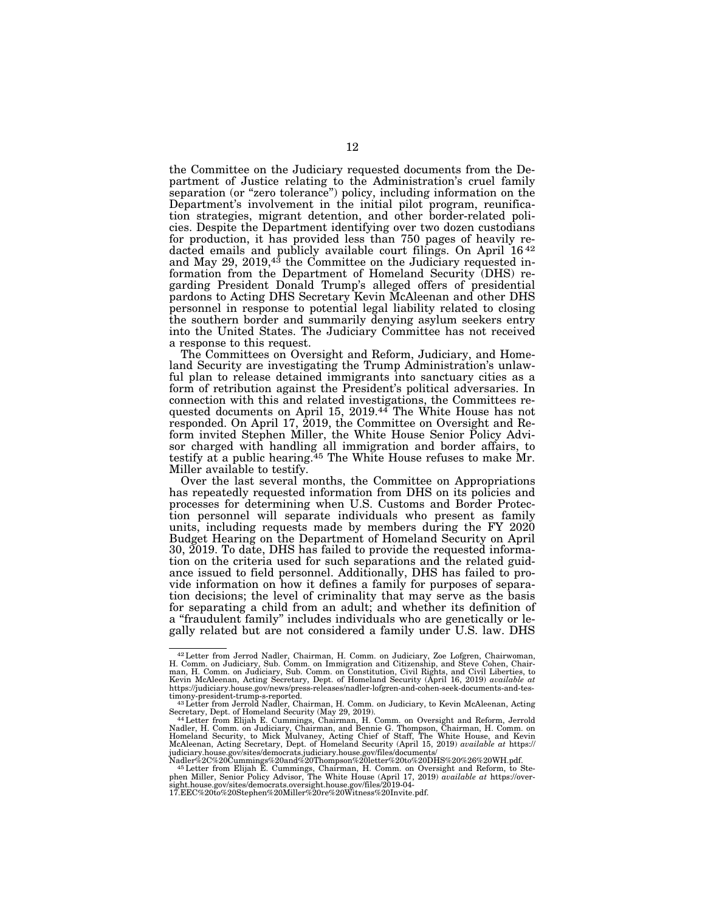the Committee on the Judiciary requested documents from the Department of Justice relating to the Administration's cruel family separation (or "zero tolerance") policy, including information on the Department's involvement in the initial pilot program, reunification strategies, migrant detention, and other border-related policies. Despite the Department identifying over two dozen custodians for production, it has provided less than 750 pages of heavily redacted emails and publicly available court filings. On April 16[42] and May 29, 2019,[43] the Committee on the Judiciary requested information from the Department of Homeland Security (DHS) regarding President Donald Trump's alleged offers of presidential pardons to Acting DHS Secretary Kevin McAleenan and other DHS personnel in response to potential legal liability related to closing the southern border and summarily denying asylum seekers entry into the United States. The Judiciary Committee has not received a response to this request.

The Committees on Oversight and Reform, Judiciary, and Homeland Security are investigating the Trump Administration's unlawful plan to release detained immigrants into sanctuary cities as a form of retribution against the President's political adversaries. In connection with this and related investigations, the Committees requested documents on April 15, 2019.[44] The White House has not responded. On April 17, 2019, the Committee on Oversight and Reform invited Stephen Miller, the White House Senior Policy Advisor charged with handling all immigration and border affairs, to testify at a public hearing.[45] The White House refuses to make Mr. Miller available to testify.

Over the last several months, the Committee on Appropriations has repeatedly requested information from DHS on its policies and processes for determining when U.S. Customs and Border Protection personnel will separate individuals who present as family units, including requests made by members during the FY 2020 Budget Hearing on the Department of Homeland Security on April 30, 2019. To date, DHS has failed to provide the requested information on the criteria used for such separations and the related guidance issued to field personnel. Additionally, DHS has failed to provide information on how it defines a family for purposes of separation decisions; the level of criminality that may serve as the basis for separating a child from an adult; and whether its definition of a "fraudulent family" includes individuals who are genetically or legally related but are not considered a family under U.S. law. DHS

---

[42] Letter from Jerrod Nadler, Chairman, H. Comm. on Judiciary, Zoe Lofgren, Chairwoman, H. Comm. on Judiciary, Sub. Comm. on Immigration and Citizenship, and Steve Cohen, Chairman, H. Comm. on Judiciary, Sub. Comm. on Constitution, Civil Rights, and Civil Liberties, to Kevin McAleenan, Acting Secretary, Dept. of Homeland Security (April 16, 2019) *available at* https://judiciary.house.gov/news/press-releases/nadler-lofgren-and-cohen-seek-documents-and-testimony-president-trump-s-reported.

[43] Letter from Jerrold Nadler, Chairman, H. Comm. on Judiciary, to Kevin McAleenan, Acting Secretary, Dept. of Homeland Security (May 29, 2019).

[44] Letter from Elijah E. Cummings, Chairman, H. Comm. on Oversight and Reform, Jerrold Nadler, H. Comm. on Judiciary, Chairman, and Bennie G. Thompson, Chairman, H. Comm. on Homeland Security, to Mick Mulvaney, Acting Chief of Staff, The White House, and Kevin McAleenan, Acting Secretary, Dept. of Homeland Security (April 15, 2019) *available at* https://judiciary.house.gov/sites/democrats.judiciary.house.gov/files/documents/Nadler%2C%20Cummings%20and%20Thompson%20letter%20to%20DHS%20%26%20WH.pdf.

[45] Letter from Elijah E. Cummings, Chairman, H. Comm. on Oversight and Reform, to Stephen Miller, Senior Policy Advisor, The White House (April 17, 2019) *available at* https://oversight.house.gov/sites/democrats.oversight.house.gov/files/2019-04-17.EEC%20to%20Stephen%20Miller%20re%20Witness%20Invite.pdf.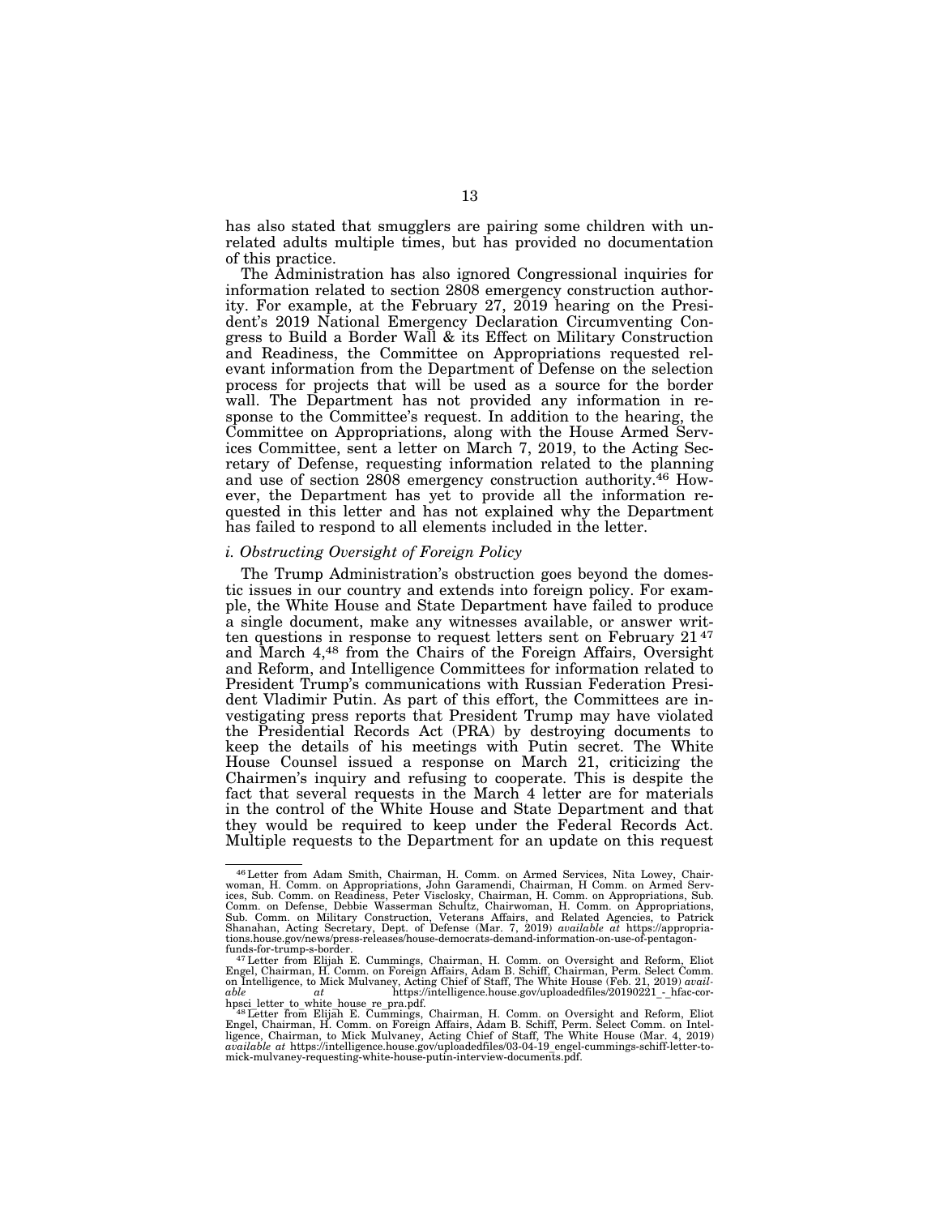has also stated that smugglers are pairing some children with unrelated adults multiple times, but has provided no documentation of this practice.

The Administration has also ignored Congressional inquiries for information related to section 2808 emergency construction authority. For example, at the February 27, 2019 hearing on the President's 2019 National Emergency Declaration Circumventing Congress to Build a Border Wall & its Effect on Military Construction and Readiness, the Committee on Appropriations requested relevant information from the Department of Defense on the selection process for projects that will be used as a source for the border wall. The Department has not provided any information in response to the Committee's request. In addition to the hearing, the Committee on Appropriations, along with the House Armed Services Committee, sent a letter on March 7, 2019, to the Acting Secretary of Defense, requesting information related to the planning and use of section 2808 emergency construction authority.[46] However, the Department has yet to provide all the information requested in this letter and has not explained why the Department has failed to respond to all elements included in the letter.

*i. Obstructing Oversight of Foreign Policy*

The Trump Administration's obstruction goes beyond the domestic issues in our country and extends into foreign policy. For example, the White House and State Department have failed to produce a single document, make any witnesses available, or answer written questions in response to request letters sent on February 21[47] and March 4,[48] from the Chairs of the Foreign Affairs, Oversight and Reform, and Intelligence Committees for information related to President Trump's communications with Russian Federation President Vladimir Putin. As part of this effort, the Committees are investigating press reports that President Trump may have violated the Presidential Records Act (PRA) by destroying documents to keep the details of his meetings with Putin secret. The White House Counsel issued a response on March 21, criticizing the Chairmen's inquiry and refusing to cooperate. This is despite the fact that several requests in the March 4 letter are for materials in the control of the White House and State Department and that they would be required to keep under the Federal Records Act. Multiple requests to the Department for an update on this request

---

[46] Letter from Adam Smith, Chairman, H. Comm. on Armed Services, Nita Lowey, Chairwoman, H. Comm. on Appropriations, John Garamendi, Chairman, H Comm. on Armed Services, Sub. Comm. on Readiness, Peter Visclosky, Chairman, H. Comm. on Appropriations, Sub. Comm. on Defense, Debbie Wasserman Schultz, Chairwoman, H. Comm. on Appropriations, Sub. Comm. on Military Construction, Veterans Affairs, and Related Agencies, to Patrick Shanahan, Acting Secretary, Dept. of Defense (Mar. 7, 2019) *available at* https://appropriations.house.gov/news/press-releases/house-democrats-demand-information-on-use-of-pentagon-funds-for-trump-s-border.

[47] Letter from Elijah E. Cummings, Chairman, H. Comm. on Oversight and Reform, Eliot Engel, Chairman, H. Comm. on Foreign Affairs, Adam B. Schiff, Chairman, Perm. Select Comm. on Intelligence, to Mick Mulvaney, Acting Chief of Staff, The White House (Feb. 21, 2019) *available at* https://intelligence.house.gov/uploadedfiles/20190221_-_hfac-cor-hpsci_letter_to_white_house_re_pra.pdf.

[48] Letter from Elijah E. Cummings, Chairman, H. Comm. on Oversight and Reform, Eliot Engel, Chairman, H. Comm. on Foreign Affairs, Adam B. Schiff, Perm. Select Comm. on Intelligence, Chairman, to Mick Mulvaney, Acting Chief of Staff, The White House (Mar. 4, 2019) *available at* https://intelligence.house.gov/uploadedfiles/03-04-19_engel-cummings-schiff-letter-to-mick-mulvaney-requesting-white-house-putin-interview-documents.pdf.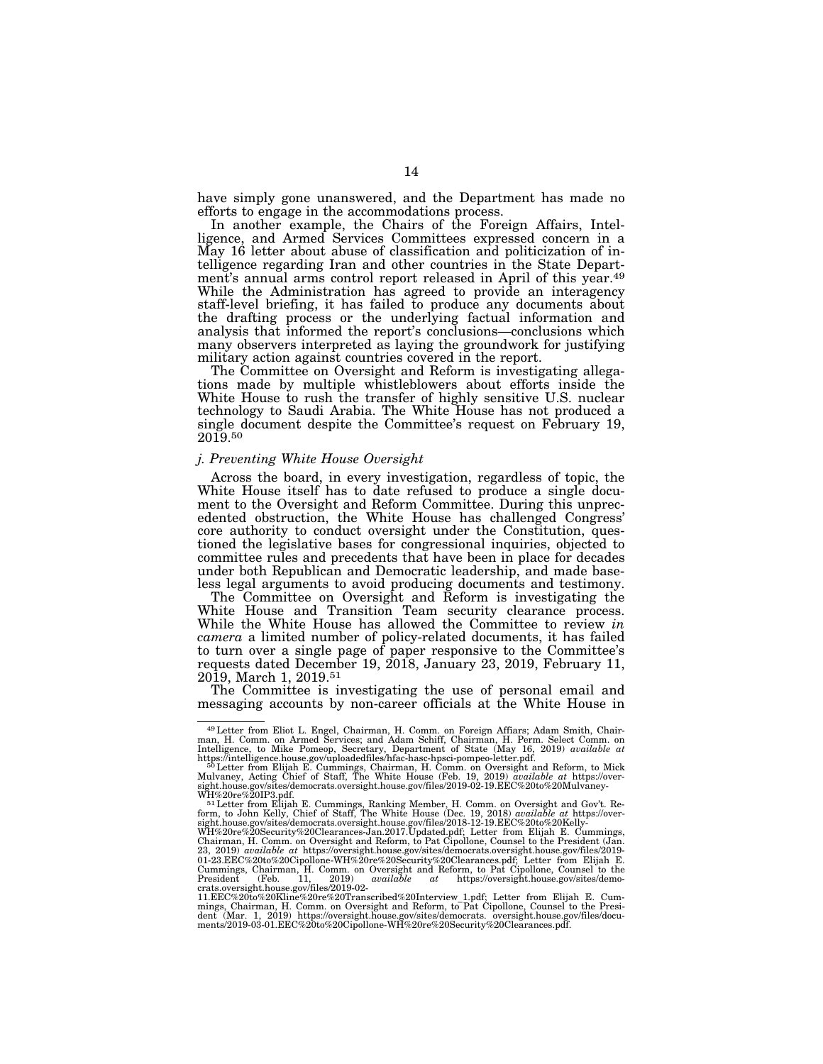have simply gone unanswered, and the Department has made no efforts to engage in the accommodations process.

In another example, the Chairs of the Foreign Affairs, Intelligence, and Armed Services Committees expressed concern in a May 16 letter about abuse of classification and politicization of intelligence regarding Iran and other countries in the State Department's annual arms control report released in April of this year.[49] While the Administration has agreed to provide an interagency staff-level briefing, it has failed to produce any documents about the drafting process or the underlying factual information and analysis that informed the report's conclusions—conclusions which many observers interpreted as laying the groundwork for justifying military action against countries covered in the report.

The Committee on Oversight and Reform is investigating allegations made by multiple whistleblowers about efforts inside the White House to rush the transfer of highly sensitive U.S. nuclear technology to Saudi Arabia. The White House has not produced a single document despite the Committee's request on February 19, 2019.[50]

*j. Preventing White House Oversight*

Across the board, in every investigation, regardless of topic, the White House itself has to date refused to produce a single document to the Oversight and Reform Committee. During this unprecedented obstruction, the White House has challenged Congress' core authority to conduct oversight under the Constitution, questioned the legislative bases for congressional inquiries, objected to committee rules and precedents that have been in place for decades under both Republican and Democratic leadership, and made baseless legal arguments to avoid producing documents and testimony.

The Committee on Oversight and Reform is investigating the White House and Transition Team security clearance process. While the White House has allowed the Committee to review *in camera* a limited number of policy-related documents, it has failed to turn over a single page of paper responsive to the Committee's requests dated December 19, 2018, January 23, 2019, February 11, 2019, March 1, 2019.[51]

The Committee is investigating the use of personal email and messaging accounts by non-career officials at the White House in

---

[49] Letter from Eliot L. Engel, Chairman, H. Comm. on Foreign Affairs; Adam Smith, Chairman, H. Comm. on Armed Services; and Adam Schiff, Chairman, H. Perm. Select Comm. on Intelligence, to Mike Pomeop, Secretary, Department of State (May 16, 2019) *available at* https://intelligence.house.gov/uploadedfiles/hfac-hasc-hpsci-pompeo-letter.pdf.

[50] Letter from Elijah E. Cummings, Chairman, H. Comm. on Oversight and Reform, to Mick Mulvaney, Acting Chief of Staff, The White House (Feb. 19, 2019) *available at* https://oversight.house.gov/sites/democrats.oversight.house.gov/files/2019-02-19.EEC%20to%20Mulvaney-WH%20re%20IP3.pdf.

[51] Letter from Elijah E. Cummings, Ranking Member, H. Comm. on Oversight and Gov't. Reform, to John Kelly, Chief of Staff, The White House (Dec. 19, 2018) *available at* https://oversight.house.gov/sites/democrats.oversight.house.gov/files/2018-12-19.EEC%20to%20Kelly-WH%20re%20Security%20Clearances-Jan.2017.Updated.pdf; Letter from Elijah E. Cummings, Chairman, H. Comm. on Oversight and Reform, to Pat Cipollone, Counsel to the President (Jan. 23, 2019) *available at* https://oversight.house.gov/sites/democrats.oversight.house.gov/files/2019-01-23.EEC%20to%20Cipollone-WH%20re%20Security%20Clearances.pdf; Letter from Elijah E. Cummings, Chairman, H. Comm. on Oversight and Reform, to Pat Cipollone, Counsel to the President (Feb. 11, 2019) *available at* https://oversight.house.gov/sites/democrats.oversight.house.gov/files/2019-02-11.EEC%20to%20Kline%20re%20Transcribed%20Interview_1.pdf; Letter from Elijah E. Cummings, Chairman, H. Comm. on Oversight and Reform, to Pat Cipollone, Counsel to the President (Mar. 1, 2019) https://oversight.house.gov/sites/democrats. oversight.house.gov/files/documents/2019-03-01.EEC%20to%20Cipollone-WH%20re%20Security%20Clearances.pdf.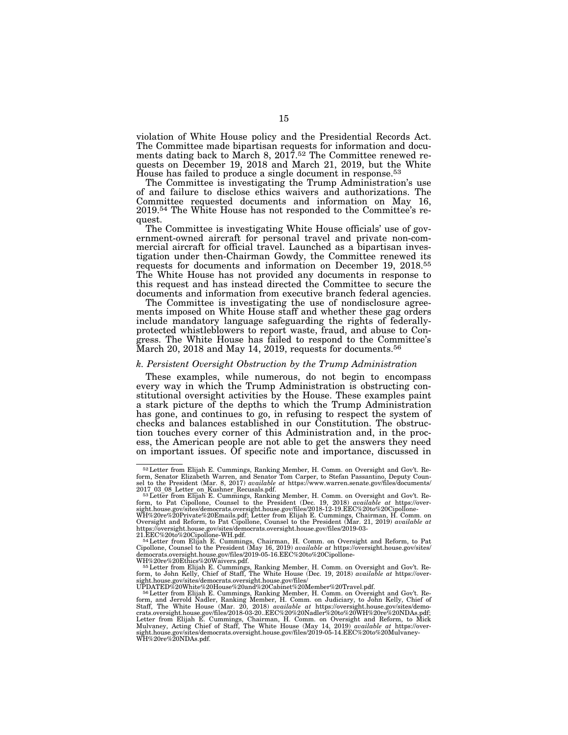violation of White House policy and the Presidential Records Act. The Committee made bipartisan requests for information and documents dating back to March 8, 2017.[52] The Committee renewed requests on December 19, 2018 and March 21, 2019, but the White House has failed to produce a single document in response.[53]

The Committee is investigating the Trump Administration's use of and failure to disclose ethics waivers and authorizations. The Committee requested documents and information on May 16, 2019.[54] The White House has not responded to the Committee's request.

The Committee is investigating White House officials' use of government-owned aircraft for personal travel and private non-commercial aircraft for official travel. Launched as a bipartisan investigation under then-Chairman Gowdy, the Committee renewed its requests for documents and information on December 19, 2018.[55] The White House has not provided any documents in response to this request and has instead directed the Committee to secure the documents and information from executive branch federal agencies.

The Committee is investigating the use of nondisclosure agreements imposed on White House staff and whether these gag orders include mandatory language safeguarding the rights of federally-protected whistleblowers to report waste, fraud, and abuse to Congress. The White House has failed to respond to the Committee's March 20, 2018 and May 14, 2019, requests for documents.[56]

### *k. Persistent Oversight Obstruction by the Trump Administration*

These examples, while numerous, do not begin to encompass every way in which the Trump Administration is obstructing constitutional oversight activities by the House. These examples paint a stark picture of the depths to which the Trump Administration has gone, and continues to go, in refusing to respect the system of checks and balances established in our Constitution. The obstruction touches every corner of this Administration and, in the process, the American people are not able to get the answers they need on important issues. Of specific note and importance, discussed in

---

[52] Letter from Elijah E. Cummings, Ranking Member, H. Comm. on Oversight and Gov't. Reform, Senator Elizabeth Warren, and Senator Tom Carper, to Stefan Passantino, Deputy Counsel to the President (Mar. 8, 2017) *available at* https://www.warren.senate.gov/files/documents/2017_03_08_Letter_on_Kushner_Recusals.pdf.

[53] Letter from Elijah E. Cummings, Ranking Member, H. Comm. on Oversight and Gov't. Reform, to Pat Cipollone, Counsel to the President (Dec. 19, 2018) *available at* https://oversight.house.gov/sites/democrats.oversight.house.gov/files/2018-12-19.EEC%20to%20Cipollone-WH%20re%20Private%20Emails.pdf; Letter from Elijah E. Cummings, Chairman, H. Comm. on Oversight and Reform, to Pat Cipollone, Counsel to the President (Mar. 21, 2019) *available at* https://oversight.house.gov/sites/democrats.oversight.house.gov/files/2019-03-21.EEC%20to%20Cipollone-WH.pdf.

[54] Letter from Elijah E. Cummings, Chairman, H. Comm. on Oversight and Reform, to Pat Cipollone, Counsel to the President (May 16, 2019) *available at* https://oversight.house.gov/sites/democrats.oversight.house.gov/files/2019-05-16.EEC%20to%20Cipollone-WH%20re%20Ethics%20Waivers.pdf.

[55] Letter from Elijah E. Cummings, Ranking Member, H. Comm. on Oversight and Gov't. Reform, to John Kelly, Chief of Staff, The White House (Dec. 19, 2018) *available at* https://oversight.house.gov/sites/democrats.oversight.house.gov/files/UPDATED%20White%20House%20and%20Cabinet%20Member%20Travel.pdf.

[56] Letter from Elijah E. Cummings, Ranking Member, H. Comm. on Oversight and Gov't. Reform, and Jerrold Nadler, Ranking Member, H. Comm. on Judiciary, to John Kelly, Chief of Staff, The White House (Mar. 20, 2018) *available at* https://oversight.house.gov/sites/democrats.oversight.house.gov/files/2018-03-20..EEC%20%20Nadler%20to%20WH%20re%20NDAs.pdf; Letter from Elijah E. Cummings, Chairman, H. Comm. on Oversight and Reform, to Mick Mulvaney, Acting Chief of Staff, The White House (May 14, 2019) *available at* https://oversight.house.gov/sites/democrats.oversight.house.gov/files/2019-05-14.EEC%20to%20Mulvaney-WH%20re%20NDAs.pdf.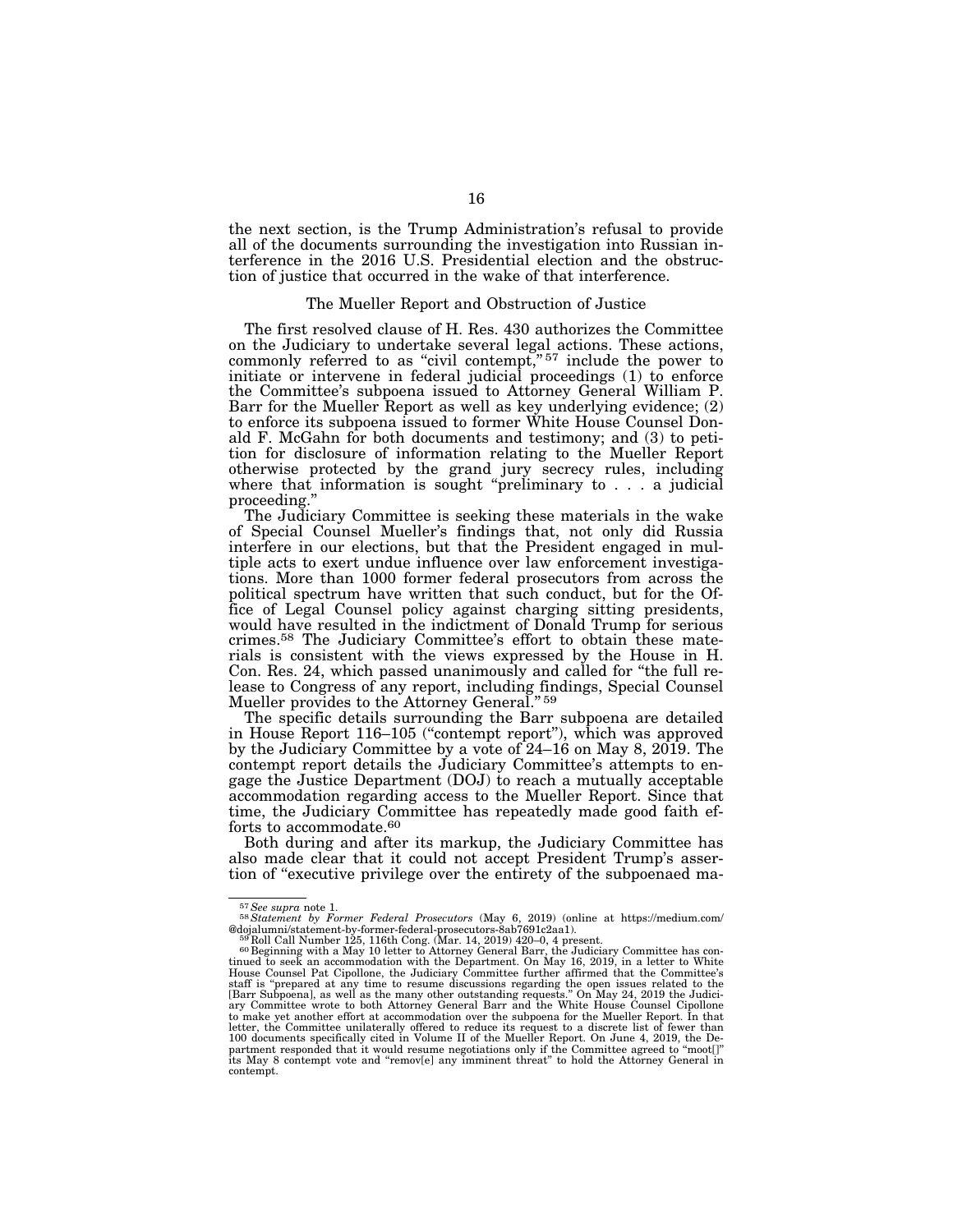the next section, is the Trump Administration's refusal to provide all of the documents surrounding the investigation into Russian interference in the 2016 U.S. Presidential election and the obstruction of justice that occurred in the wake of that interference.

## The Mueller Report and Obstruction of Justice

The first resolved clause of H. Res. 430 authorizes the Committee on the Judiciary to undertake several legal actions. These actions, commonly referred to as "civil contempt,"[57] include the power to initiate or intervene in federal judicial proceedings (1) to enforce the Committee's subpoena issued to Attorney General William P. Barr for the Mueller Report as well as key underlying evidence; (2) to enforce its subpoena issued to former White House Counsel Donald F. McGahn for both documents and testimony; and (3) to petition for disclosure of information relating to the Mueller Report otherwise protected by the grand jury secrecy rules, including where that information is sought "preliminary to . . . a judicial proceeding."

The Judiciary Committee is seeking these materials in the wake of Special Counsel Mueller's findings that, not only did Russia interfere in our elections, but that the President engaged in multiple acts to exert undue influence over law enforcement investigations. More than 1000 former federal prosecutors from across the political spectrum have written that such conduct, but for the Office of Legal Counsel policy against charging sitting presidents, would have resulted in the indictment of Donald Trump for serious crimes.[58] The Judiciary Committee's effort to obtain these materials is consistent with the views expressed by the House in H. Con. Res. 24, which passed unanimously and called for "the full release to Congress of any report, including findings, Special Counsel Mueller provides to the Attorney General."[59]

The specific details surrounding the Barr subpoena are detailed in House Report 116–105 ("contempt report"), which was approved by the Judiciary Committee by a vote of 24–16 on May 8, 2019. The contempt report details the Judiciary Committee's attempts to engage the Justice Department (DOJ) to reach a mutually acceptable accommodation regarding access to the Mueller Report. Since that time, the Judiciary Committee has repeatedly made good faith efforts to accommodate.[60]

Both during and after its markup, the Judiciary Committee has also made clear that it could not accept President Trump's assertion of "executive privilege over the entirety of the subpoenaed ma-

---

[57] *See supra* note 1.

[58] *Statement by Former Federal Prosecutors* (May 6, 2019) (online at https://medium.com/@dojalumni/statement-by-former-federal-prosecutors-8ab7691c2aa1).

[59] Roll Call Number 125, 116th Cong. (Mar. 14, 2019) 420–0, 4 present.

[60] Beginning with a May 10 letter to Attorney General Barr, the Judiciary Committee has continued to seek an accommodation with the Department. On May 16, 2019, in a letter to White House Counsel Pat Cipollone, the Judiciary Committee further affirmed that the Committee's staff is "prepared at any time to resume discussions regarding the open issues related to the [Barr Subpoena], as well as the many other outstanding requests." On May 24, 2019 the Judiciary Committee wrote to both Attorney General Barr and the White House Counsel Cipollone to make yet another effort at accommodation over the subpoena for the Mueller Report. In that letter, the Committee unilaterally offered to reduce its request to a discrete list of fewer than 100 documents specifically cited in Volume II of the Mueller Report. On June 4, 2019, the Department responded that it would resume negotiations only if the Committee agreed to "moot[]" its May 8 contempt vote and "remov[e] any imminent threat" to hold the Attorney General in contempt.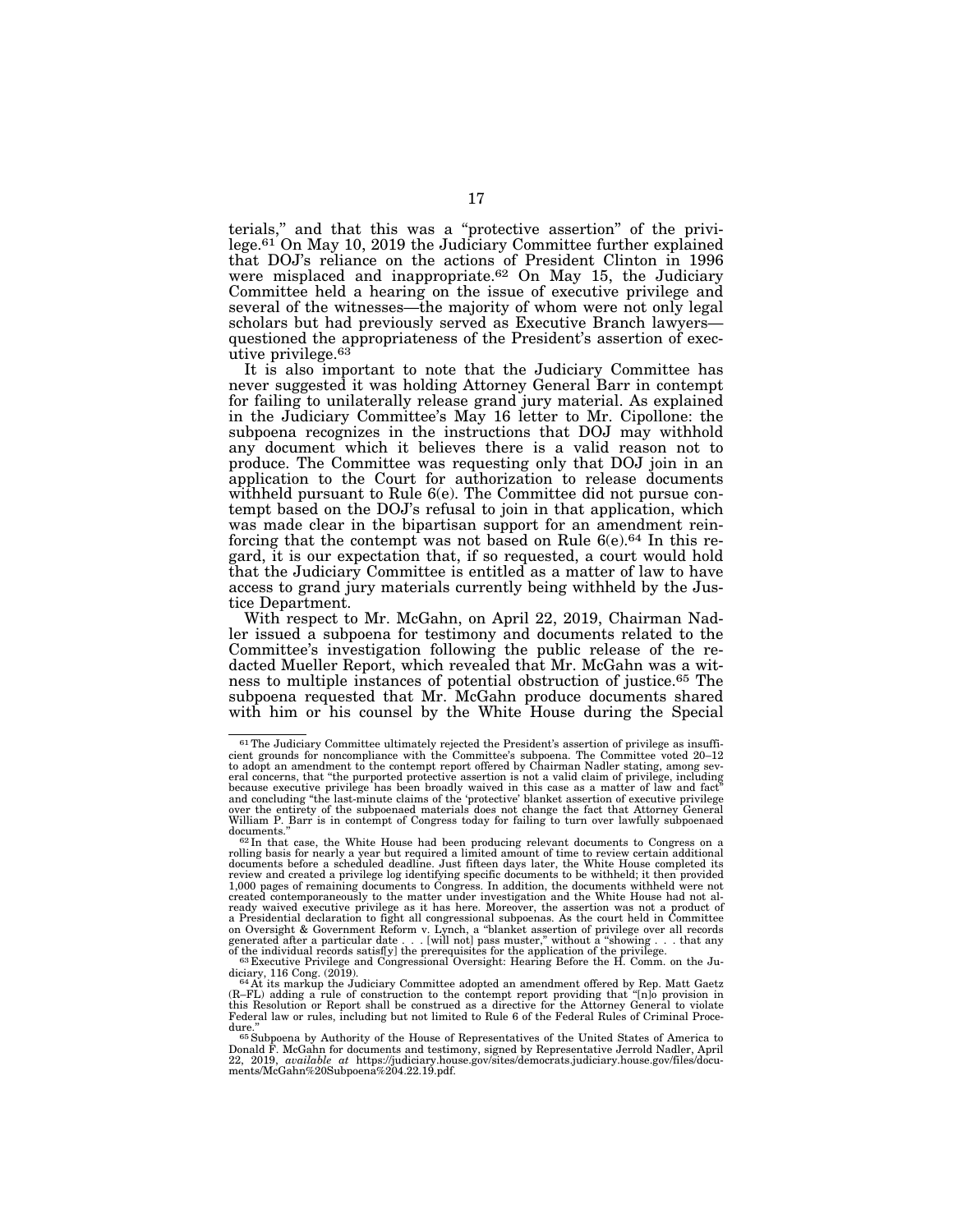terials," and that this was a "protective assertion" of the privilege.[61] On May 10, 2019 the Judiciary Committee further explained that DOJ's reliance on the actions of President Clinton in 1996 were misplaced and inappropriate.[62] On May 15, the Judiciary Committee held a hearing on the issue of executive privilege and several of the witnesses—the majority of whom were not only legal scholars but had previously served as Executive Branch lawyers—questioned the appropriateness of the President's assertion of executive privilege.[63]

It is also important to note that the Judiciary Committee has never suggested it was holding Attorney General Barr in contempt for failing to unilaterally release grand jury material. As explained in the Judiciary Committee's May 16 letter to Mr. Cipollone: the subpoena recognizes in the instructions that DOJ may withhold any document which it believes there is a valid reason not to produce. The Committee was requesting only that DOJ join in an application to the Court for authorization to release documents withheld pursuant to Rule 6(e). The Committee did not pursue contempt based on the DOJ's refusal to join in that application, which was made clear in the bipartisan support for an amendment reinforcing that the contempt was not based on Rule 6(e).[64] In this regard, it is our expectation that, if so requested, a court would hold that the Judiciary Committee is entitled as a matter of law to have access to grand jury materials currently being withheld by the Justice Department.

With respect to Mr. McGahn, on April 22, 2019, Chairman Nadler issued a subpoena for testimony and documents related to the Committee's investigation following the public release of the redacted Mueller Report, which revealed that Mr. McGahn was a witness to multiple instances of potential obstruction of justice.[65] The subpoena requested that Mr. McGahn produce documents shared with him or his counsel by the White House during the Special

---

[61] The Judiciary Committee ultimately rejected the President's assertion of privilege as insufficient grounds for noncompliance with the Committee's subpoena. The Committee voted 20–12 to adopt an amendment to the contempt report offered by Chairman Nadler stating, among several concerns, that "the purported protective assertion is not a valid claim of privilege, including because executive privilege has been broadly waived in this case as a matter of law and fact" and concluding "the last-minute claims of the 'protective' blanket assertion of executive privilege over the entirety of the subpoenaed materials does not change the fact that Attorney General William P. Barr is in contempt of Congress today for failing to turn over lawfully subpoenaed documents."

[62] In that case, the White House had been producing relevant documents to Congress on a rolling basis for nearly a year but required a limited amount of time to review certain additional documents before a scheduled deadline. Just fifteen days later, the White House completed its review and created a privilege log identifying specific documents to be withheld; it then provided 1,000 pages of remaining documents to Congress. In addition, the documents withheld were not created contemporaneously to the matter under investigation and the White House had not already waived executive privilege as it has here. Moreover, the assertion was not a product of a Presidential declaration to fight all congressional subpoenas. As the court held in Committee on Oversight & Government Reform v. Lynch, a "blanket assertion of privilege over all records generated after a particular date . . . [will not] pass muster," without a "showing . . . that any of the individual records satisf[y] the prerequisites for the application of the privilege.

[63] Executive Privilege and Congressional Oversight: Hearing Before the H. Comm. on the Judiciary, 116 Cong. (2019).

[64] At its markup the Judiciary Committee adopted an amendment offered by Rep. Matt Gaetz (R–FL) adding a rule of construction to the contempt report providing that "[n]o provision in this Resolution or Report shall be construed as a directive for the Attorney General to violate Federal law or rules, including but not limited to Rule 6 of the Federal Rules of Criminal Procedure."

[65] Subpoena by Authority of the House of Representatives of the United States of America to Donald F. McGahn for documents and testimony, signed by Representative Jerrold Nadler, April 22, 2019, *available at* https://judiciary.house.gov/sites/democrats.judiciary.house.gov/files/documents/McGahn%20Subpoena%204.22.19.pdf.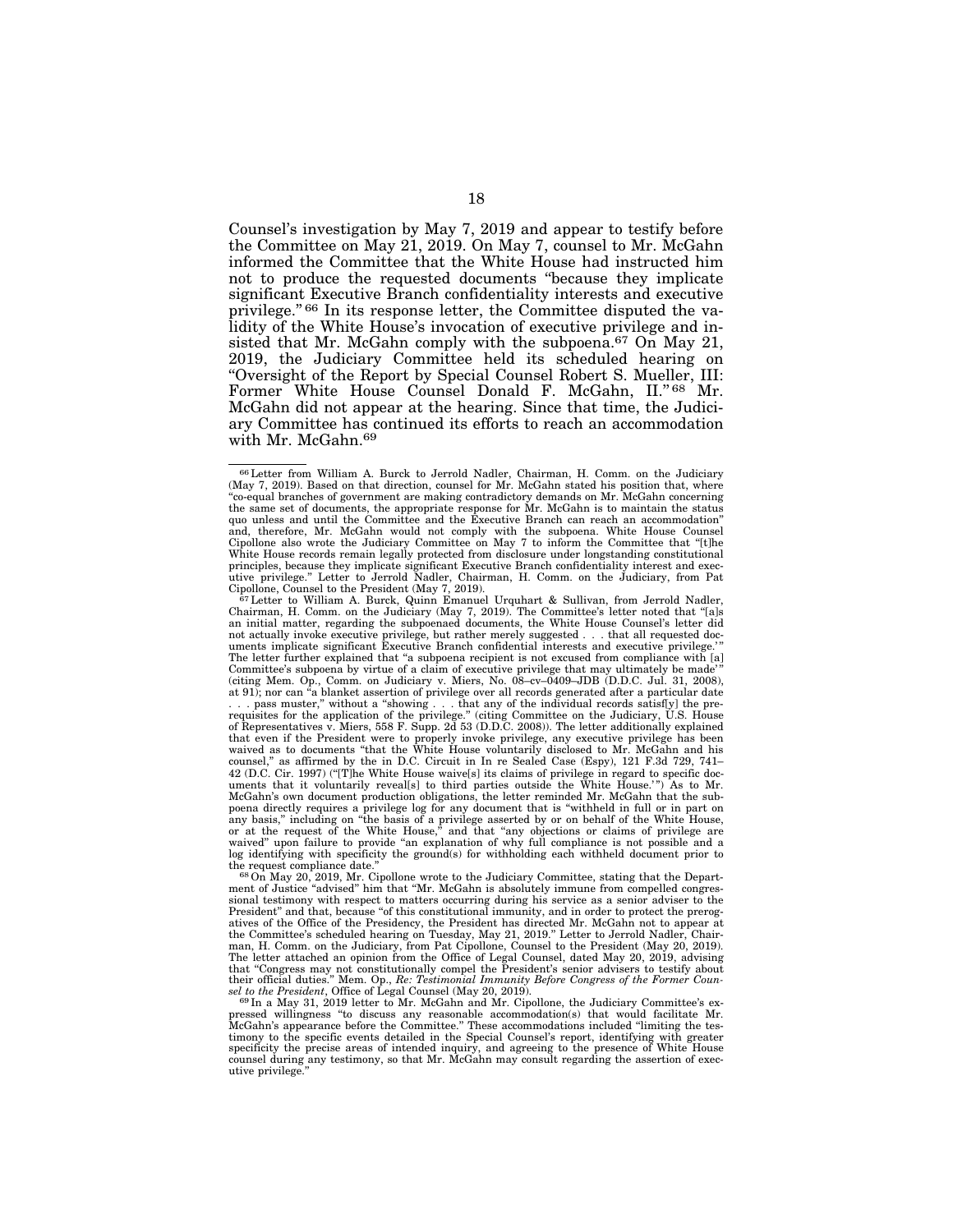Counsel's investigation by May 7, 2019 and appear to testify before the Committee on May 21, 2019. On May 7, counsel to Mr. McGahn informed the Committee that the White House had instructed him not to produce the requested documents "because they implicate significant Executive Branch confidentiality interests and executive privilege."[66] In its response letter, the Committee disputed the validity of the White House's invocation of executive privilege and insisted that Mr. McGahn comply with the subpoena.[67] On May 21, 2019, the Judiciary Committee held its scheduled hearing on "Oversight of the Report by Special Counsel Robert S. Mueller, III: Former White House Counsel Donald F. McGahn, II."[68] Mr. McGahn did not appear at the hearing. Since that time, the Judiciary Committee has continued its efforts to reach an accommodation with Mr. McGahn.[69]

---

[66] Letter from William A. Burck to Jerrold Nadler, Chairman, H. Comm. on the Judiciary (May 7, 2019). Based on that direction, counsel for Mr. McGahn stated his position that, where "co-equal branches of government are making contradictory demands on Mr. McGahn concerning the same set of documents, the appropriate response for Mr. McGahn is to maintain the status quo unless and until the Committee and the Executive Branch can reach an accommodation" and, therefore, Mr. McGahn would not comply with the subpoena. White House Counsel Cipollone also wrote the Judiciary Committee on May 7 to inform the Committee that "[t]he White House records remain legally protected from disclosure under longstanding constitutional principles, because they implicate significant Executive Branch confidentiality interest and executive privilege." Letter to Jerrold Nadler, Chairman, H. Comm. on the Judiciary, from Pat Cipollone, Counsel to the President (May 7, 2019).

[67] Letter to William A. Burck, Quinn Emanuel Urquhart & Sullivan, from Jerrold Nadler, Chairman, H. Comm. on the Judiciary (May 7, 2019). The Committee's letter noted that "[a]s an initial matter, regarding the subpoenaed documents, the White House Counsel's letter did not actually invoke executive privilege, but rather merely suggested . . . that all requested documents implicate significant Executive Branch confidential interests and executive privilege.'" The letter further explained that "a subpoena recipient is not excused from compliance with [a] Committee's subpoena by virtue of a claim of executive privilege that may ultimately be made'" (citing Mem. Op., Comm. on Judiciary v. Miers, No. 08–cv–0409–JDB (D.D.C. Jul. 31, 2008), at 91); nor can "a blanket assertion of privilege over all records generated after a particular date . . . pass muster," without a "showing . . . that any of the individual records satisf[y] the prerequisites for the application of the privilege." (citing Committee on the Judiciary, U.S. House of Representatives v. Miers, 558 F. Supp. 2d 53 (D.D.C. 2008)). The letter additionally explained that even if the President were to properly invoke privilege, any executive privilege has been waived as to documents "that the White House voluntarily disclosed to Mr. McGahn and his counsel," as affirmed by the in D.C. Circuit in In re Sealed Case (Espy), 121 F.3d 729, 741–42 (D.C. Cir. 1997) ("[T]he White House waive[s] its claims of privilege in regard to specific documents that it voluntarily reveal[s] to third parties outside the White House.'") As to Mr. McGahn's own document production obligations, the letter reminded Mr. McGahn that the subpoena directly requires a privilege log for any document that is "withheld in full or in part on any basis," including on "the basis of a privilege asserted by or on behalf of the White House, or at the request of the White House," and that "any objections or claims of privilege are waived" upon failure to provide "an explanation of why full compliance is not possible and a log identifying with specificity the ground(s) for withholding each withheld document prior to the request compliance date."

[68] On May 20, 2019, Mr. Cipollone wrote to the Judiciary Committee, stating that the Department of Justice "advised" him that "Mr. McGahn is absolutely immune from compelled congressional testimony with respect to matters occurring during his service as a senior adviser to the President" and that, because "of this constitutional immunity, and in order to protect the prerogatives of the Office of the Presidency, the President has directed Mr. McGahn not to appear at the Committee's scheduled hearing on Tuesday, May 21, 2019." Letter to Jerrold Nadler, Chairman, H. Comm. on the Judiciary, from Pat Cipollone, Counsel to the President (May 20, 2019). The letter attached an opinion from the Office of Legal Counsel, dated May 20, 2019, advising that "Congress may not constitutionally compel the President's senior advisers to testify about their official duties." Mem. Op., *Re: Testimonial Immunity Before Congress of the Former Counsel to the President*, Office of Legal Counsel (May 20, 2019).

[69] In a May 31, 2019 letter to Mr. McGahn and Mr. Cipollone, the Judiciary Committee's expressed willingness "to discuss any reasonable accommodation(s) that would facilitate Mr. McGahn's appearance before the Committee." These accommodations included "limiting the testimony to the specific events detailed in the Special Counsel's report, identifying with greater specificity the precise areas of intended inquiry, and agreeing to the presence of White House counsel during any testimony, so that Mr. McGahn may consult regarding the assertion of executive privilege."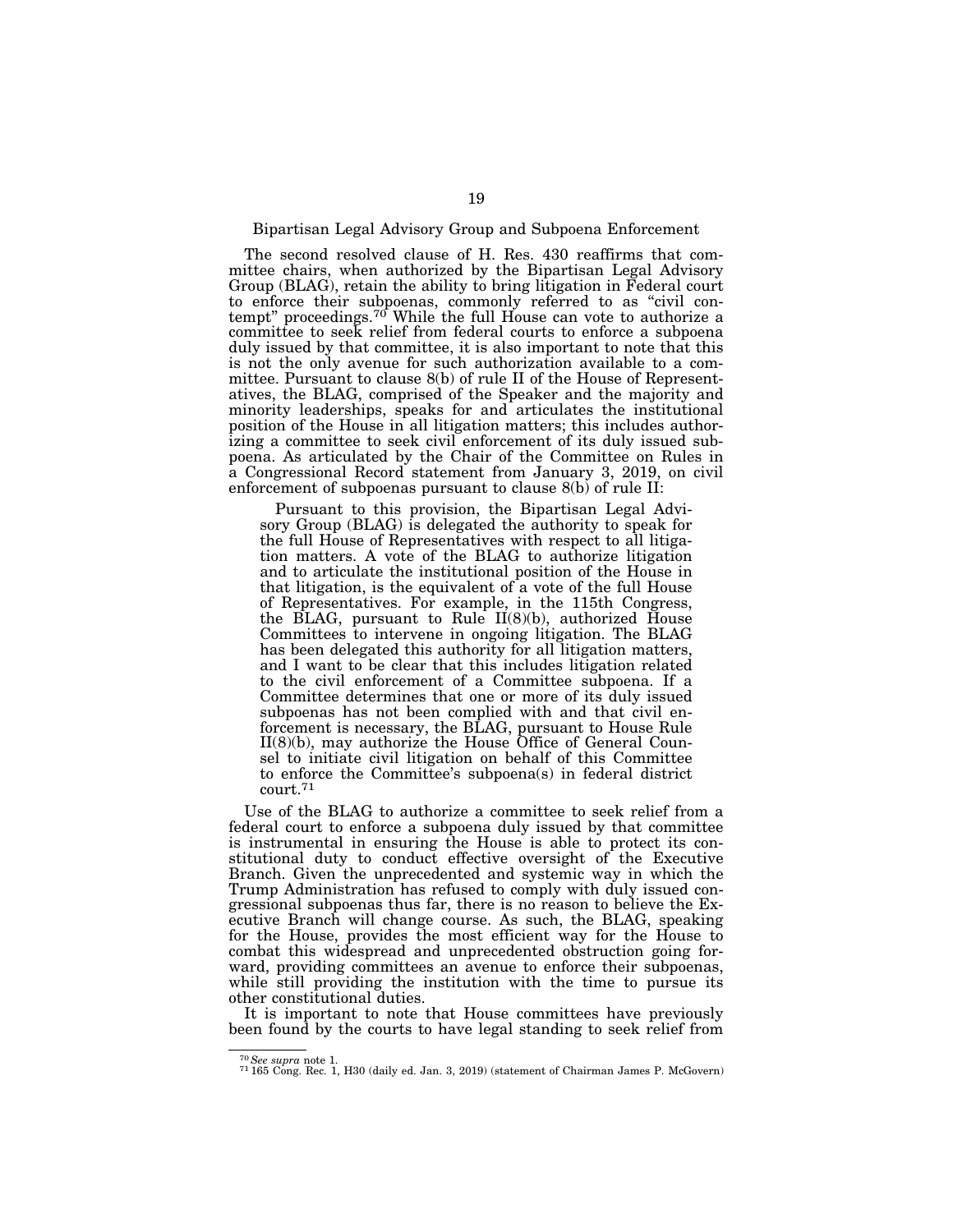### Bipartisan Legal Advisory Group and Subpoena Enforcement

The second resolved clause of H. Res. 430 reaffirms that committee chairs, when authorized by the Bipartisan Legal Advisory Group (BLAG), retain the ability to bring litigation in Federal court to enforce their subpoenas, commonly referred to as "civil contempt" proceedings.[70] While the full House can vote to authorize a committee to seek relief from federal courts to enforce a subpoena duly issued by that committee, it is also important to note that this is not the only avenue for such authorization available to a committee. Pursuant to clause 8(b) of rule II of the House of Representatives, the BLAG, comprised of the Speaker and the majority and minority leaderships, speaks for and articulates the institutional position of the House in all litigation matters; this includes authorizing a committee to seek civil enforcement of its duly issued subpoena. As articulated by the Chair of the Committee on Rules in a Congressional Record statement from January 3, 2019, on civil enforcement of subpoenas pursuant to clause 8(b) of rule II:

> Pursuant to this provision, the Bipartisan Legal Advisory Group (BLAG) is delegated the authority to speak for the full House of Representatives with respect to all litigation matters. A vote of the BLAG to authorize litigation and to articulate the institutional position of the House in that litigation, is the equivalent of a vote of the full House of Representatives. For example, in the 115th Congress, the BLAG, pursuant to Rule II(8)(b), authorized House Committees to intervene in ongoing litigation. The BLAG has been delegated this authority for all litigation matters, and I want to be clear that this includes litigation related to the civil enforcement of a Committee subpoena. If a Committee determines that one or more of its duly issued subpoenas has not been complied with and that civil enforcement is necessary, the BLAG, pursuant to House Rule II(8)(b), may authorize the House Office of General Counsel to initiate civil litigation on behalf of this Committee to enforce the Committee's subpoena(s) in federal district court.[71]

Use of the BLAG to authorize a committee to seek relief from a federal court to enforce a subpoena duly issued by that committee is instrumental in ensuring the House is able to protect its constitutional duty to conduct effective oversight of the Executive Branch. Given the unprecedented and systemic way in which the Trump Administration has refused to comply with duly issued congressional subpoenas thus far, there is no reason to believe the Executive Branch will change course. As such, the BLAG, speaking for the House, provides the most efficient way for the House to combat this widespread and unprecedented obstruction going forward, providing committees an avenue to enforce their subpoenas, while still providing the institution with the time to pursue its other constitutional duties.

It is important to note that House committees have previously been found by the courts to have legal standing to seek relief from

---

[70] *See supra* note 1.

[71] 165 Cong. Rec. 1, H30 (daily ed. Jan. 3, 2019) (statement of Chairman James P. McGovern)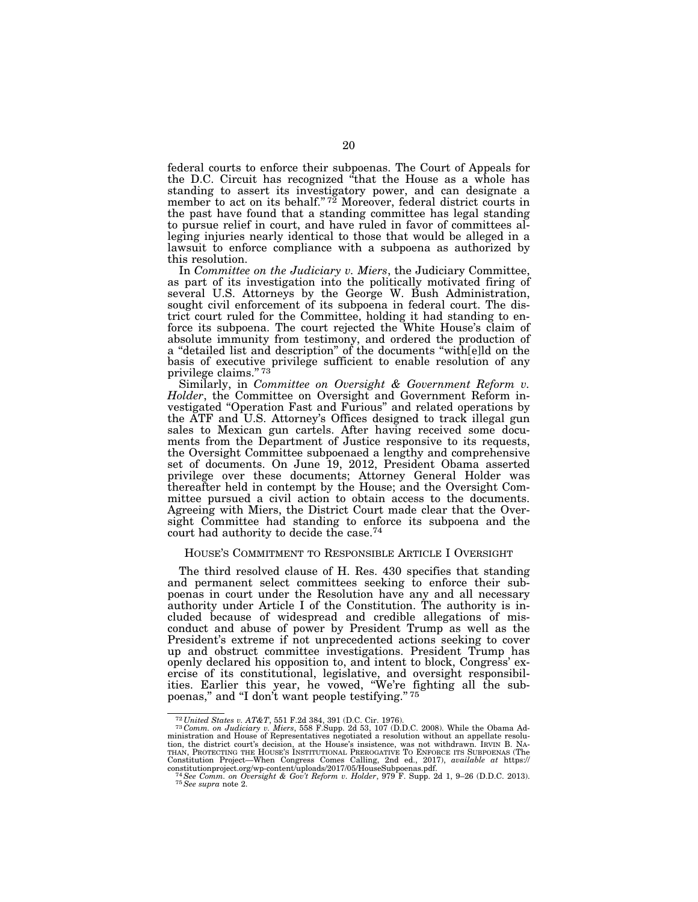federal courts to enforce their subpoenas. The Court of Appeals for the D.C. Circuit has recognized "that the House as a whole has standing to assert its investigatory power, and can designate a member to act on its behalf." [72] Moreover, federal district courts in the past have found that a standing committee has legal standing to pursue relief in court, and have ruled in favor of committees alleging injuries nearly identical to those that would be alleged in a lawsuit to enforce compliance with a subpoena as authorized by this resolution.

In *Committee on the Judiciary v. Miers*, the Judiciary Committee, as part of its investigation into the politically motivated firing of several U.S. Attorneys by the George W. Bush Administration, sought civil enforcement of its subpoena in federal court. The district court ruled for the Committee, holding it had standing to enforce its subpoena. The court rejected the White House's claim of absolute immunity from testimony, and ordered the production of a "detailed list and description" of the documents "with[e]ld on the basis of executive privilege sufficient to enable resolution of any privilege claims." [73]

Similarly, in *Committee on Oversight & Government Reform v. Holder*, the Committee on Oversight and Government Reform investigated "Operation Fast and Furious" and related operations by the ATF and U.S. Attorney's Offices designed to track illegal gun sales to Mexican gun cartels. After having received some documents from the Department of Justice responsive to its requests, the Oversight Committee subpoenaed a lengthy and comprehensive set of documents. On June 19, 2012, President Obama asserted privilege over these documents; Attorney General Holder was thereafter held in contempt by the House; and the Oversight Committee pursued a civil action to obtain access to the documents. Agreeing with Miers, the District Court made clear that the Oversight Committee had standing to enforce its subpoena and the court had authority to decide the case.[74]

## HOUSE'S COMMITMENT TO RESPONSIBLE ARTICLE I OVERSIGHT

The third resolved clause of H. Res. 430 specifies that standing and permanent select committees seeking to enforce their subpoenas in court under the Resolution have any and all necessary authority under Article I of the Constitution. The authority is included because of widespread and credible allegations of misconduct and abuse of power by President Trump as well as the President's extreme if not unprecedented actions seeking to cover up and obstruct committee investigations. President Trump has openly declared his opposition to, and intent to block, Congress' exercise of its constitutional, legislative, and oversight responsibilities. Earlier this year, he vowed, "We're fighting all the subpoenas," and "I don't want people testifying." [75]

---

[72] *United States v. AT&T*, 551 F.2d 384, 391 (D.C. Cir. 1976).

[73] *Comm. on Judiciary v. Miers*, 558 F.Supp. 2d 53, 107 (D.D.C. 2008). While the Obama Administration and House of Representatives negotiated a resolution without an appellate resolution, the district court's decision, at the House's insistence, was not withdrawn. IRVIN B. NATHAN, PROTECTING THE HOUSE'S INSTITUTIONAL PREROGATIVE TO ENFORCE ITS SUBPOENAS (The Constitution Project—When Congress Comes Calling, 2nd ed., 2017), *available at* https://constitutionproject.org/wp-content/uploads/2017/05/HouseSubpoenas.pdf.

[74] *See Comm. on Oversight & Gov't Reform v. Holder*, 979 F. Supp. 2d 1, 9–26 (D.D.C. 2013).

[75] *See supra* note 2.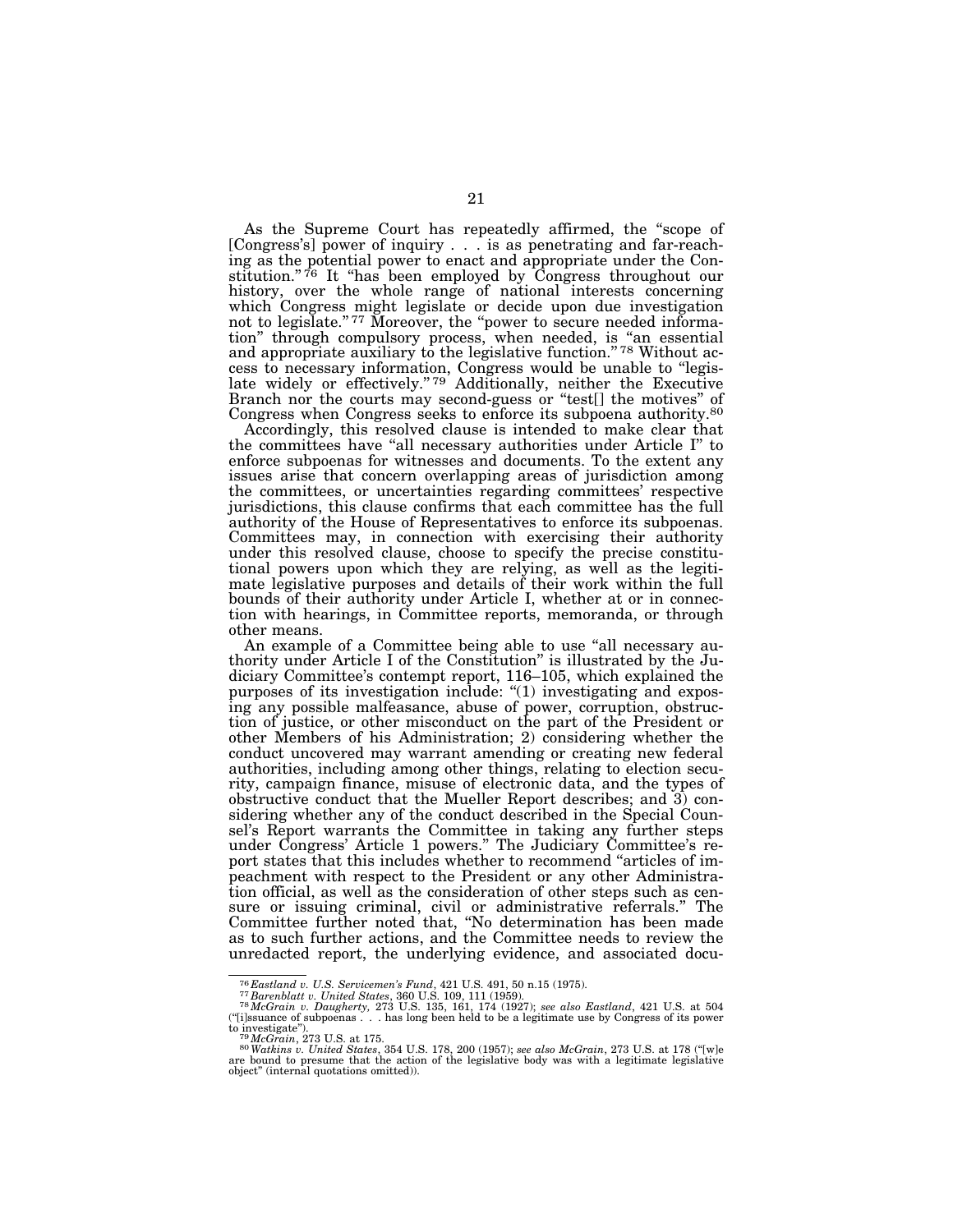As the Supreme Court has repeatedly affirmed, the "scope of [Congress's] power of inquiry . . . is as penetrating and far-reaching as the potential power to enact and appropriate under the Constitution."[76] It "has been employed by Congress throughout our history, over the whole range of national interests concerning which Congress might legislate or decide upon due investigation not to legislate."[77] Moreover, the "power to secure needed information" through compulsory process, when needed, is "an essential and appropriate auxiliary to the legislative function."[78] Without access to necessary information, Congress would be unable to "legislate widely or effectively."[79] Additionally, neither the Executive Branch nor the courts may second-guess or "test[] the motives" of Congress when Congress seeks to enforce its subpoena authority.[80]

Accordingly, this resolved clause is intended to make clear that the committees have "all necessary authorities under Article I" to enforce subpoenas for witnesses and documents. To the extent any issues arise that concern overlapping areas of jurisdiction among the committees, or uncertainties regarding committees' respective jurisdictions, this clause confirms that each committee has the full authority of the House of Representatives to enforce its subpoenas. Committees may, in connection with exercising their authority under this resolved clause, choose to specify the precise constitutional powers upon which they are relying, as well as the legitimate legislative purposes and details of their work within the full bounds of their authority under Article I, whether at or in connection with hearings, in Committee reports, memoranda, or through other means.

An example of a Committee being able to use "all necessary authority under Article I of the Constitution" is illustrated by the Judiciary Committee's contempt report, 116–105, which explained the purposes of its investigation include: "(1) investigating and exposing any possible malfeasance, abuse of power, corruption, obstruction of justice, or other misconduct on the part of the President or other Members of his Administration; 2) considering whether the conduct uncovered may warrant amending or creating new federal authorities, including among other things, relating to election security, campaign finance, misuse of electronic data, and the types of obstructive conduct that the Mueller Report describes; and 3) considering whether any of the conduct described in the Special Counsel's Report warrants the Committee in taking any further steps under Congress' Article 1 powers." The Judiciary Committee's report states that this includes whether to recommend "articles of impeachment with respect to the President or any other Administration official, as well as the consideration of other steps such as censure or issuing criminal, civil or administrative referrals." The Committee further noted that, "No determination has been made as to such further actions, and the Committee needs to review the unredacted report, the underlying evidence, and associated docu-

---

[76] *Eastland v. U.S. Servicemen's Fund*, 421 U.S. 491, 50 n.15 (1975).

[77] *Barenblatt v. United States*, 360 U.S. 109, 111 (1959).

[78] *McGrain v. Daugherty,* 273 U.S. 135, 161, 174 (1927); *see also Eastland*, 421 U.S. at 504 ("[i]ssuance of subpoenas . . . has long been held to be a legitimate use by Congress of its power to investigate").

[79] *McGrain*, 273 U.S. at 175.

[80] *Watkins v. United States*, 354 U.S. 178, 200 (1957); *see also McGrain*, 273 U.S. at 178 ("[w]e are bound to presume that the action of the legislative body was with a legitimate legislative object" (internal quotations omitted)).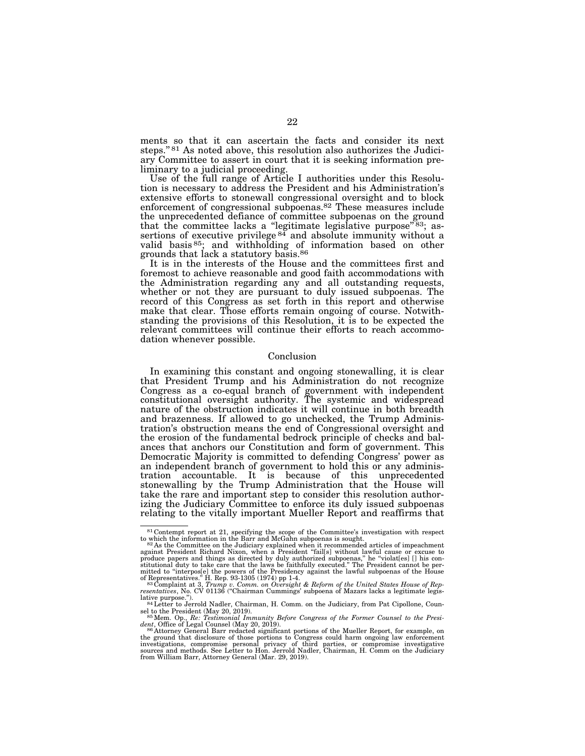ments so that it can ascertain the facts and consider its next steps."[81] As noted above, this resolution also authorizes the Judiciary Committee to assert in court that it is seeking information preliminary to a judicial proceeding.

Use of the full range of Article I authorities under this Resolution is necessary to address the President and his Administration's extensive efforts to stonewall congressional oversight and to block enforcement of congressional subpoenas.[82] These measures include the unprecedented defiance of committee subpoenas on the ground that the committee lacks a "legitimate legislative purpose"[83]; assertions of executive privilege[84] and absolute immunity without a valid basis[85]; and withholding of information based on other grounds that lack a statutory basis.[86]

It is in the interests of the House and the committees first and foremost to achieve reasonable and good faith accommodations with the Administration regarding any and all outstanding requests, whether or not they are pursuant to duly issued subpoenas. The record of this Congress as set forth in this report and otherwise make that clear. Those efforts remain ongoing of course. Notwithstanding the provisions of this Resolution, it is to be expected the relevant committees will continue their efforts to reach accommodation whenever possible.

## Conclusion

In examining this constant and ongoing stonewalling, it is clear that President Trump and his Administration do not recognize Congress as a co-equal branch of government with independent constitutional oversight authority. The systemic and widespread nature of the obstruction indicates it will continue in both breadth and brazenness. If allowed to go unchecked, the Trump Administration's obstruction means the end of Congressional oversight and the erosion of the fundamental bedrock principle of checks and balances that anchors our Constitution and form of government. This Democratic Majority is committed to defending Congress' power as an independent branch of government to hold this or any administration accountable. It is because of this unprecedented stonewalling by the Trump Administration that the House will take the rare and important step to consider this resolution authorizing the Judiciary Committee to enforce its duly issued subpoenas relating to the vitally important Mueller Report and reaffirms that

---

[81] Contempt report at 21, specifying the scope of the Committee's investigation with respect to which the information in the Barr and McGahn subpoenas is sought.

[82] As the Committee on the Judiciary explained when it recommended articles of impeachment against President Richard Nixon, when a President "fail[s] without lawful cause or excuse to produce papers and things as directed by duly authorized subpoenas," he "violat[es] [] his constitutional duty to take care that the laws be faithfully executed." The President cannot be permitted to "interpos[e] the powers of the Presidency against the lawful subpoenas of the House of Representatives." H. Rep. 93-1305 (1974) pp 1-4.

[83] Complaint at 3, *Trump v. Comm. on Oversight & Reform of the United States House of Representatives*, No. CV 01136 ("Chairman Cummings' subpoena of Mazars lacks a legitimate legislative purpose.").

[84] Letter to Jerrold Nadler, Chairman, H. Comm. on the Judiciary, from Pat Cipollone, Counsel to the President (May 20, 2019).

[85] Mem. Op., *Re: Testimonial Immunity Before Congress of the Former Counsel to the President*, Office of Legal Counsel (May 20, 2019).

[86] Attorney General Barr redacted significant portions of the Mueller Report, for example, on the ground that disclosure of those portions to Congress could harm ongoing law enforcement investigations, compromise personal privacy of third parties, or compromise investigative sources and methods. See Letter to Hon. Jerrold Nadler, Chairman, H. Comm on the Judiciary from William Barr, Attorney General (Mar. 29, 2019).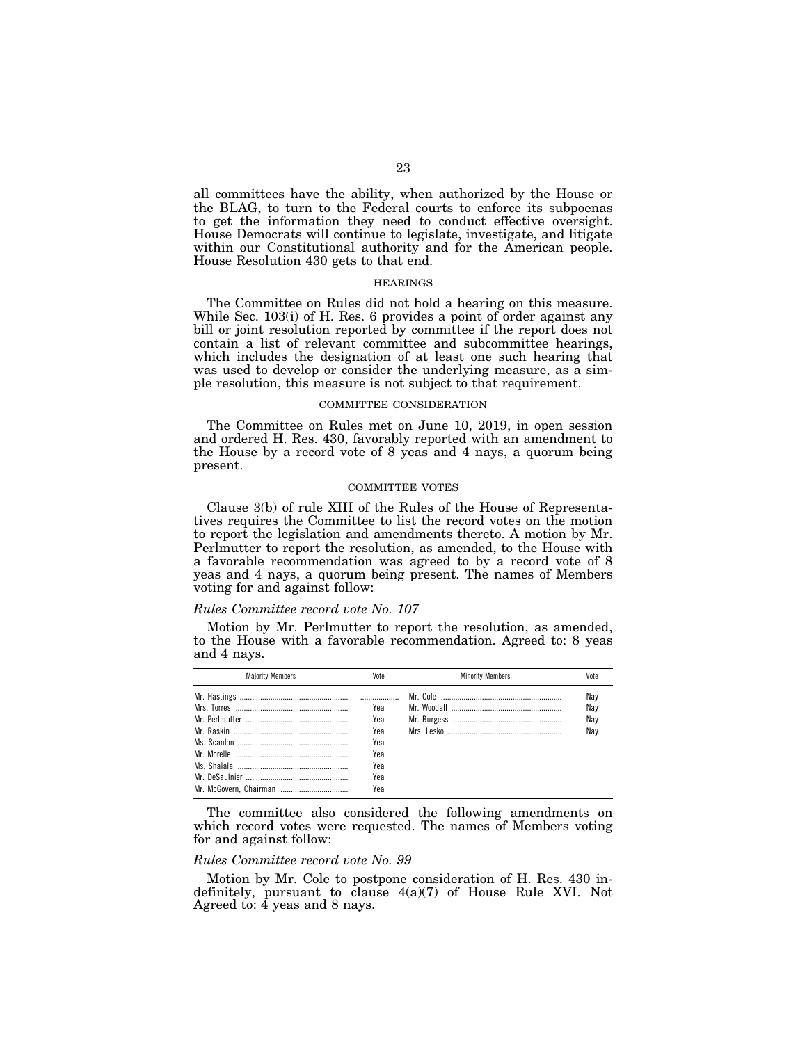all committees have the ability, when authorized by the House or the BLAG, to turn to the Federal courts to enforce its subpoenas to get the information they need to conduct effective oversight. House Democrats will continue to legislate, investigate, and litigate within our Constitutional authority and for the American people. House Resolution 430 gets to that end.

## HEARINGS

The Committee on Rules did not hold a hearing on this measure. While Sec. 103(i) of H. Res. 6 provides a point of order against any bill or joint resolution reported by committee if the report does not contain a list of relevant committee and subcommittee hearings, which includes the designation of at least one such hearing that was used to develop or consider the underlying measure, as a simple resolution, this measure is not subject to that requirement.

## COMMITTEE CONSIDERATION

The Committee on Rules met on June 10, 2019, in open session and ordered H. Res. 430, favorably reported with an amendment to the House by a record vote of 8 yeas and 4 nays, a quorum being present.

## COMMITTEE VOTES

Clause 3(b) of rule XIII of the Rules of the House of Representatives requires the Committee to list the record votes on the motion to report the legislation and amendments thereto. A motion by Mr. Perlmutter to report the resolution, as amended, to the House with a favorable recommendation was agreed to by a record vote of 8 yeas and 4 nays, a quorum being present. The names of Members voting for and against follow:

*Rules Committee record vote No. 107*

Motion by Mr. Perlmutter to report the resolution, as amended, to the House with a favorable recommendation. Agreed to: 8 yeas and 4 nays.

| Majority Members | Vote | Minority Members | Vote |
|---|---|---|---|
| Mr. Hastings | | Mr. Cole | Nay |
| Mrs. Torres | Yea | Mr. Woodall | Nay |
| Mr. Perlmutter | Yea | Mr. Burgess | Nay |
| Mr. Raskin | Yea | Mrs. Lesko | Nay |
| Ms. Scanlon | Yea | | |
| Mr. Morelle | Yea | | |
| Ms. Shalala | Yea | | |
| Mr. DeSaulnier | Yea | | |
| Mr. McGovern, Chairman | Yea | | |

The committee also considered the following amendments on which record votes were requested. The names of Members voting for and against follow:

*Rules Committee record vote No. 99*

Motion by Mr. Cole to postpone consideration of H. Res. 430 indefinitely, pursuant to clause 4(a)(7) of House Rule XVI. Not Agreed to: 4 yeas and 8 nays.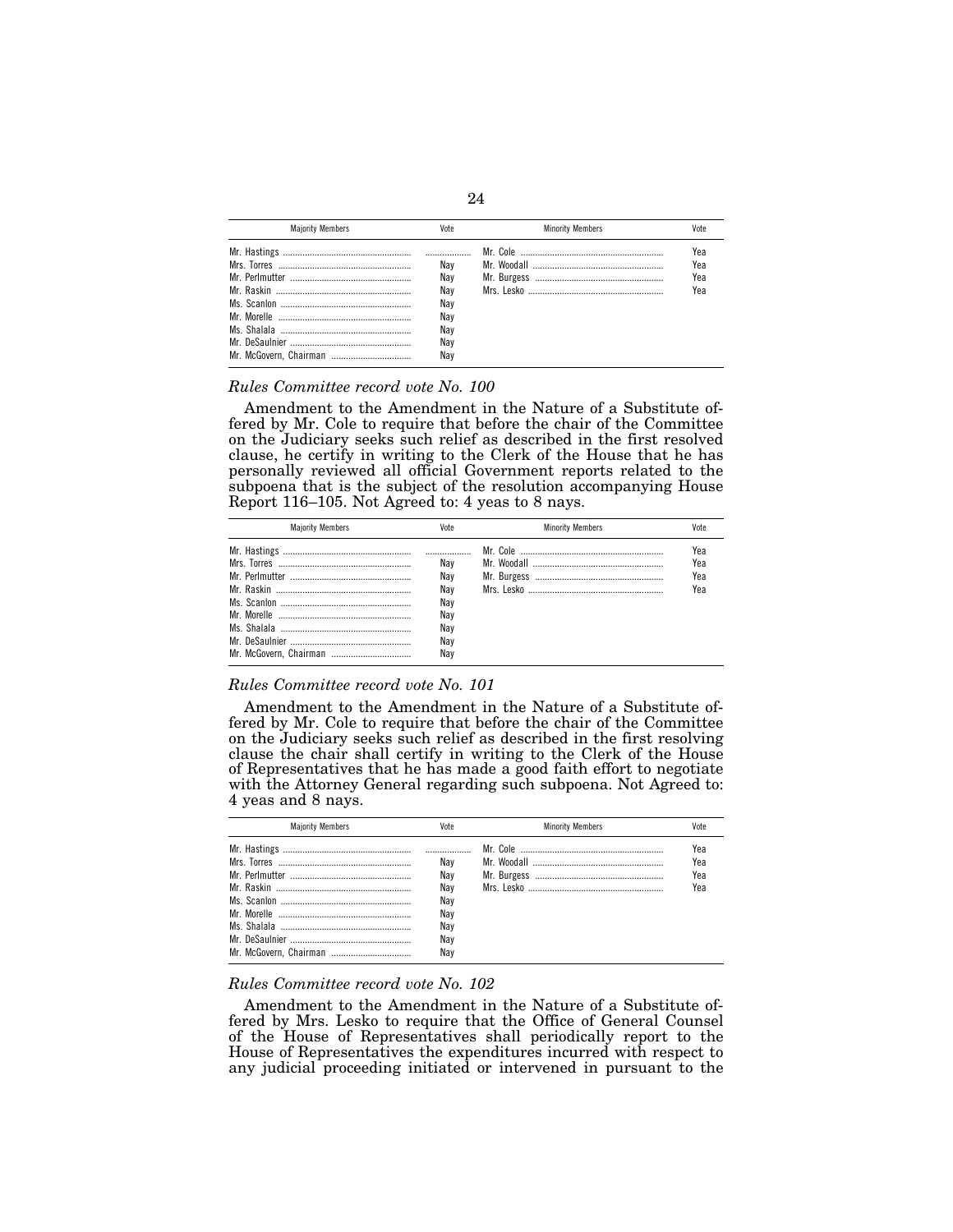| Majority Members | Vote | Minority Members | Vote |
| --- | --- | --- | --- |
| Mr. Hastings | ........... | Mr. Cole | Yea |
| Mrs. Torres | Nay | Mr. Woodall | Yea |
| Mr. Perlmutter | Nay | Mr. Burgess | Yea |
| Mr. Raskin | Nay | Mrs. Lesko | Yea |
| Ms. Scanlon | Nay | | |
| Mr. Morelle | Nay | | |
| Ms. Shalala | Nay | | |
| Mr. DeSaulnier | Nay | | |
| Mr. McGovern, Chairman | Nay | | |

*Rules Committee record vote No. 100*

Amendment to the Amendment in the Nature of a Substitute offered by Mr. Cole to require that before the chair of the Committee on the Judiciary seeks such relief as described in the first resolved clause, he certify in writing to the Clerk of the House that he has personally reviewed all official Government reports related to the subpoena that is the subject of the resolution accompanying House Report 116–105. Not Agreed to: 4 yeas to 8 nays.

| Majority Members | Vote | Minority Members | Vote |
| --- | --- | --- | --- |
| Mr. Hastings | ........... | Mr. Cole | Yea |
| Mrs. Torres | Nay | Mr. Woodall | Yea |
| Mr. Perlmutter | Nay | Mr. Burgess | Yea |
| Mr. Raskin | Nay | Mrs. Lesko | Yea |
| Ms. Scanlon | Nay | | |
| Mr. Morelle | Nay | | |
| Ms. Shalala | Nay | | |
| Mr. DeSaulnier | Nay | | |
| Mr. McGovern, Chairman | Nay | | |

*Rules Committee record vote No. 101*

Amendment to the Amendment in the Nature of a Substitute offered by Mr. Cole to require that before the chair of the Committee on the Judiciary seeks such relief as described in the first resolving clause the chair shall certify in writing to the Clerk of the House of Representatives that he has made a good faith effort to negotiate with the Attorney General regarding such subpoena. Not Agreed to: 4 yeas and 8 nays.

| Majority Members | Vote | Minority Members | Vote |
| --- | --- | --- | --- |
| Mr. Hastings | ........... | Mr. Cole | Yea |
| Mrs. Torres | Nay | Mr. Woodall | Yea |
| Mr. Perlmutter | Nay | Mr. Burgess | Yea |
| Mr. Raskin | Nay | Mrs. Lesko | Yea |
| Ms. Scanlon | Nay | | |
| Mr. Morelle | Nay | | |
| Ms. Shalala | Nay | | |
| Mr. DeSaulnier | Nay | | |
| Mr. McGovern, Chairman | Nay | | |

*Rules Committee record vote No. 102*

Amendment to the Amendment in the Nature of a Substitute offered by Mrs. Lesko to require that the Office of General Counsel of the House of Representatives shall periodically report to the House of Representatives the expenditures incurred with respect to any judicial proceeding initiated or intervened in pursuant to the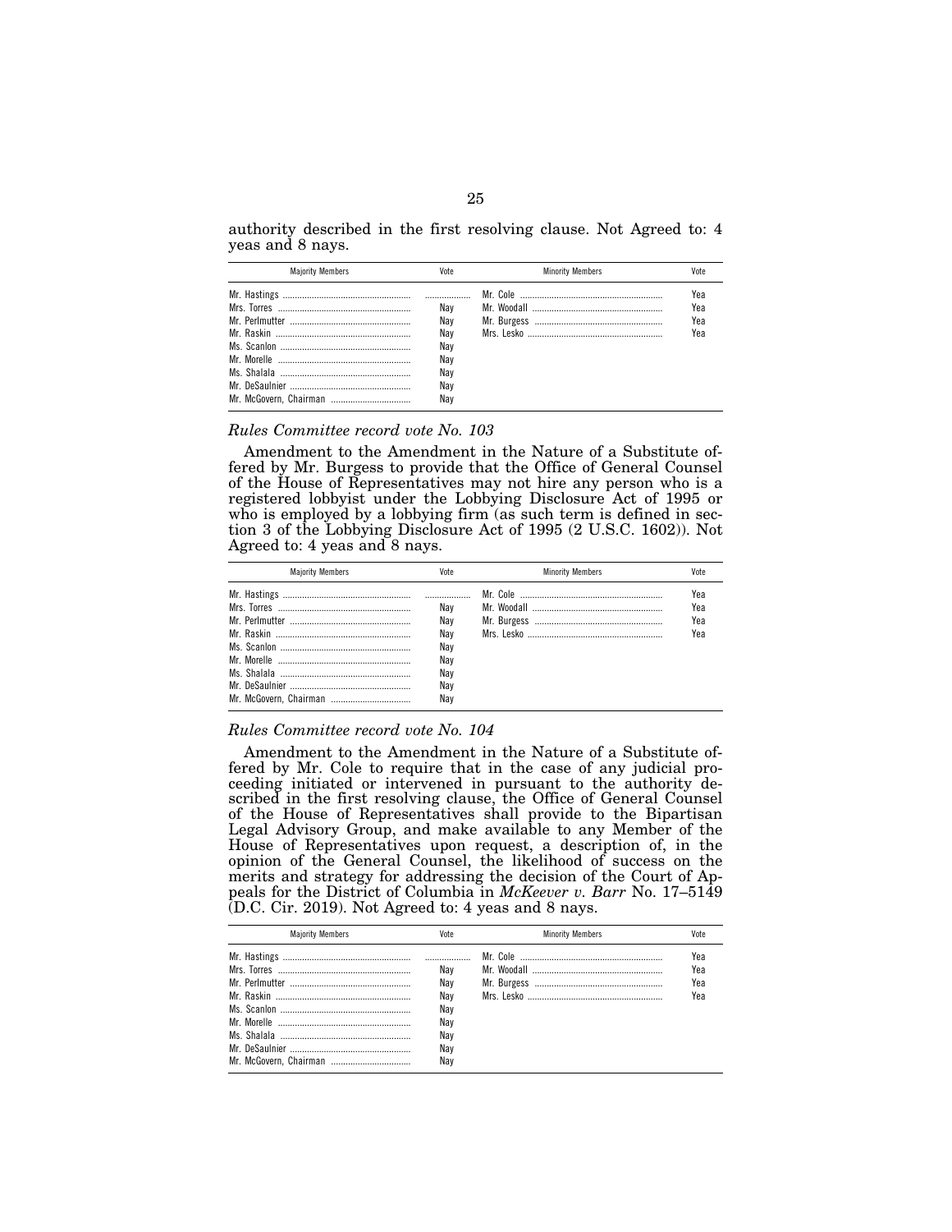authority described in the first resolving clause. Not Agreed to: 4 yeas and 8 nays.

| Majority Members | Vote | Minority Members | Vote |
|---|---|---|---|
| Mr. Hastings | ........... | Mr. Cole | Yea |
| Mrs. Torres | Nay | Mr. Woodall | Yea |
| Mr. Perlmutter | Nay | Mr. Burgess | Yea |
| Mr. Raskin | Nay | Mrs. Lesko | Yea |
| Ms. Scanlon | Nay | | |
| Mr. Morelle | Nay | | |
| Ms. Shalala | Nay | | |
| Mr. DeSaulnier | Nay | | |
| Mr. McGovern, Chairman | Nay | | |

*Rules Committee record vote No. 103*

Amendment to the Amendment in the Nature of a Substitute offered by Mr. Burgess to provide that the Office of General Counsel of the House of Representatives may not hire any person who is a registered lobbyist under the Lobbying Disclosure Act of 1995 or who is employed by a lobbying firm (as such term is defined in section 3 of the Lobbying Disclosure Act of 1995 (2 U.S.C. 1602)). Not Agreed to: 4 yeas and 8 nays.

| Majority Members | Vote | Minority Members | Vote |
|---|---|---|---|
| Mr. Hastings | ........... | Mr. Cole | Yea |
| Mrs. Torres | Nay | Mr. Woodall | Yea |
| Mr. Perlmutter | Nay | Mr. Burgess | Yea |
| Mr. Raskin | Nay | Mrs. Lesko | Yea |
| Ms. Scanlon | Nay | | |
| Mr. Morelle | Nay | | |
| Ms. Shalala | Nay | | |
| Mr. DeSaulnier | Nay | | |
| Mr. McGovern, Chairman | Nay | | |

*Rules Committee record vote No. 104*

Amendment to the Amendment in the Nature of a Substitute offered by Mr. Cole to require that in the case of any judicial proceeding initiated or intervened in pursuant to the authority described in the first resolving clause, the Office of General Counsel of the House of Representatives shall provide to the Bipartisan Legal Advisory Group, and make available to any Member of the House of Representatives upon request, a description of, in the opinion of the General Counsel, the likelihood of success on the merits and strategy for addressing the decision of the Court of Appeals for the District of Columbia in *McKeever v. Barr* No. 17–5149 (D.C. Cir. 2019). Not Agreed to: 4 yeas and 8 nays.

| Majority Members | Vote | Minority Members | Vote |
|---|---|---|---|
| Mr. Hastings | ........... | Mr. Cole | Yea |
| Mrs. Torres | Nay | Mr. Woodall | Yea |
| Mr. Perlmutter | Nay | Mr. Burgess | Yea |
| Mr. Raskin | Nay | Mrs. Lesko | Yea |
| Ms. Scanlon | Nay | | |
| Mr. Morelle | Nay | | |
| Ms. Shalala | Nay | | |
| Mr. DeSaulnier | Nay | | |
| Mr. McGovern, Chairman | Nay | | |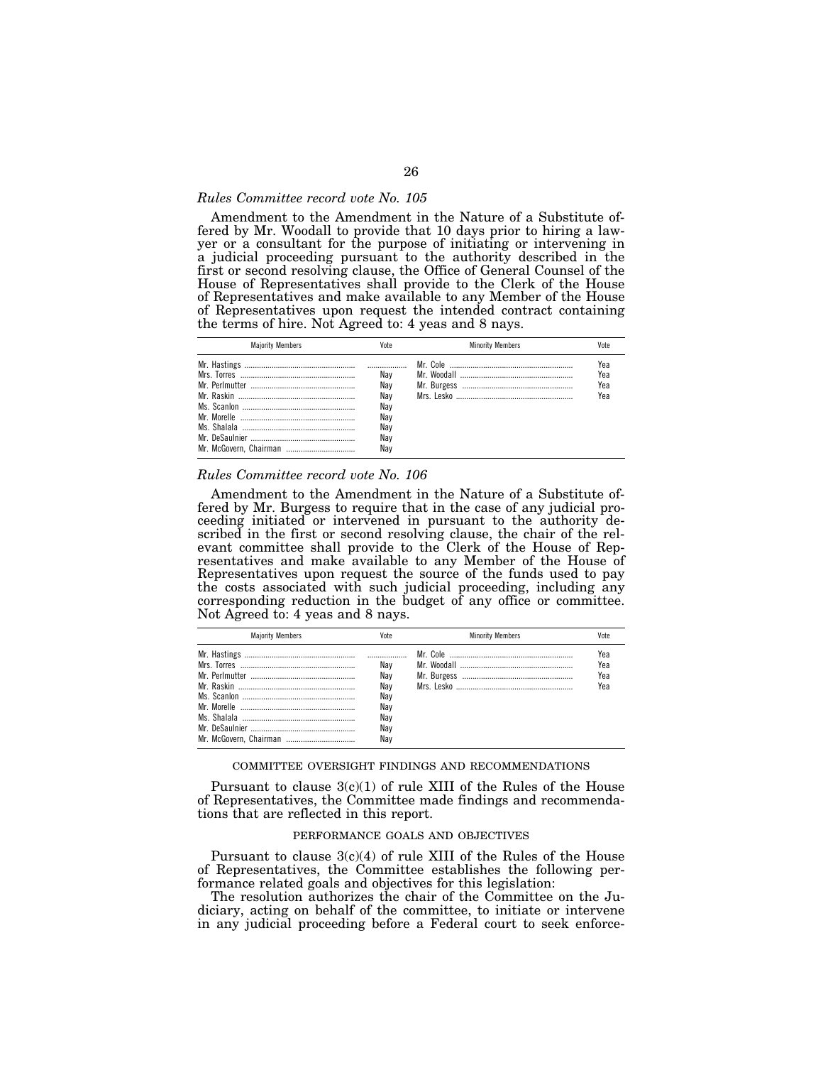*Rules Committee record vote No. 105*

Amendment to the Amendment in the Nature of a Substitute offered by Mr. Woodall to provide that 10 days prior to hiring a lawyer or a consultant for the purpose of initiating or intervening in a judicial proceeding pursuant to the authority described in the first or second resolving clause, the Office of General Counsel of the House of Representatives shall provide to the Clerk of the House of Representatives and make available to any Member of the House of Representatives upon request the intended contract containing the terms of hire. Not Agreed to: 4 yeas and 8 nays.

| Majority Members | Vote | Minority Members | Vote |
|---|---|---|---|
| Mr. Hastings | ........... | Mr. Cole | Yea |
| Mrs. Torres | Nay | Mr. Woodall | Yea |
| Mr. Perlmutter | Nay | Mr. Burgess | Yea |
| Mr. Raskin | Nay | Mrs. Lesko | Yea |
| Ms. Scanlon | Nay | | |
| Mr. Morelle | Nay | | |
| Ms. Shalala | Nay | | |
| Mr. DeSaulnier | Nay | | |
| Mr. McGovern, Chairman | Nay | | |

*Rules Committee record vote No. 106*

Amendment to the Amendment in the Nature of a Substitute offered by Mr. Burgess to require that in the case of any judicial proceeding initiated or intervened in pursuant to the authority described in the first or second resolving clause, the chair of the relevant committee shall provide to the Clerk of the House of Representatives and make available to any Member of the House of Representatives upon request the source of the funds used to pay the costs associated with such judicial proceeding, including any corresponding reduction in the budget of any office or committee. Not Agreed to: 4 yeas and 8 nays.

| Majority Members | Vote | Minority Members | Vote |
|---|---|---|---|
| Mr. Hastings | ........... | Mr. Cole | Yea |
| Mrs. Torres | Nay | Mr. Woodall | Yea |
| Mr. Perlmutter | Nay | Mr. Burgess | Yea |
| Mr. Raskin | Nay | Mrs. Lesko | Yea |
| Ms. Scanlon | Nay | | |
| Mr. Morelle | Nay | | |
| Ms. Shalala | Nay | | |
| Mr. DeSaulnier | Nay | | |
| Mr. McGovern, Chairman | Nay | | |

## COMMITTEE OVERSIGHT FINDINGS AND RECOMMENDATIONS

Pursuant to clause 3(c)(1) of rule XIII of the Rules of the House of Representatives, the Committee made findings and recommendations that are reflected in this report.

## PERFORMANCE GOALS AND OBJECTIVES

Pursuant to clause 3(c)(4) of rule XIII of the Rules of the House of Representatives, the Committee establishes the following performance related goals and objectives for this legislation:

The resolution authorizes the chair of the Committee on the Judiciary, acting on behalf of the committee, to initiate or intervene in any judicial proceeding before a Federal court to seek enforce-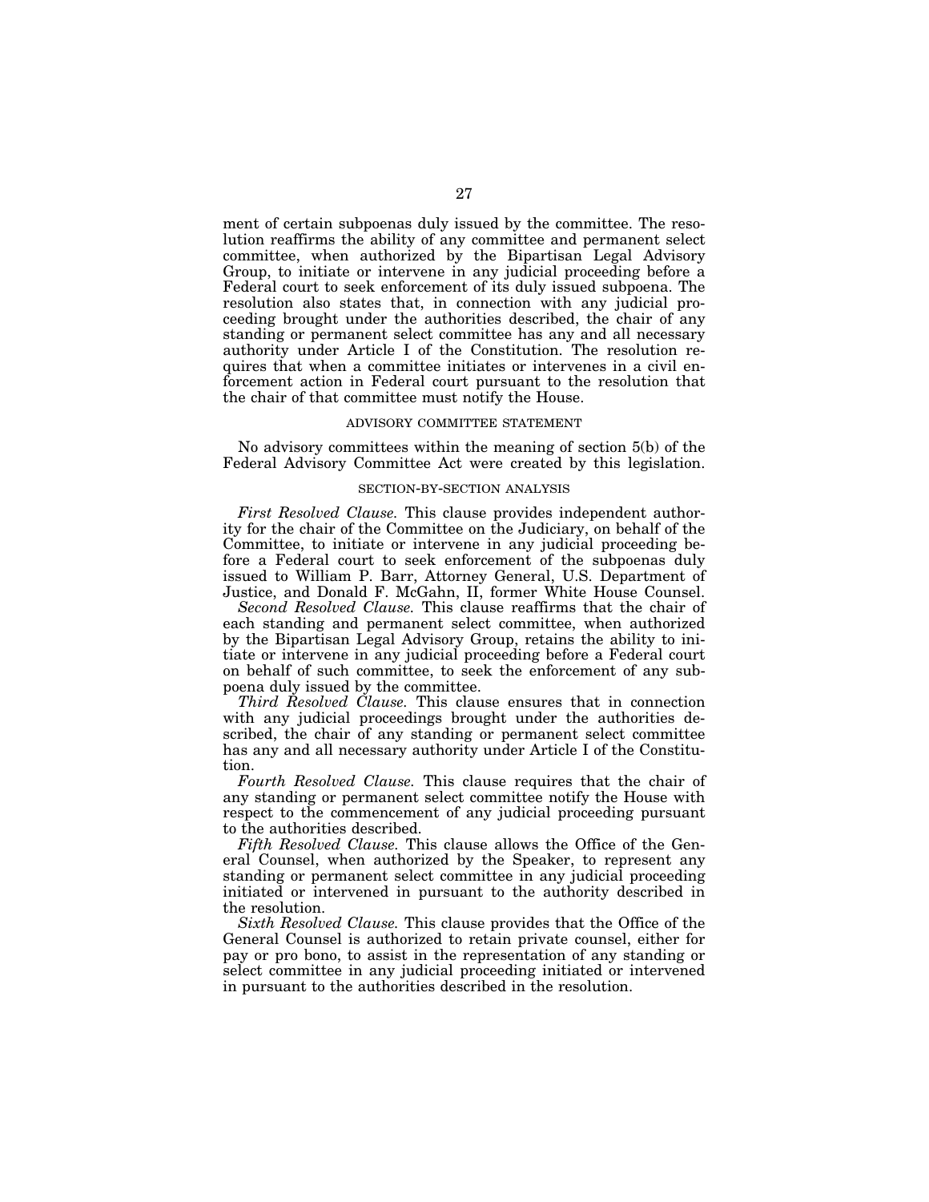ment of certain subpoenas duly issued by the committee. The resolution reaffirms the ability of any committee and permanent select committee, when authorized by the Bipartisan Legal Advisory Group, to initiate or intervene in any judicial proceeding before a Federal court to seek enforcement of its duly issued subpoena. The resolution also states that, in connection with any judicial proceeding brought under the authorities described, the chair of any standing or permanent select committee has any and all necessary authority under Article I of the Constitution. The resolution requires that when a committee initiates or intervenes in a civil enforcement action in Federal court pursuant to the resolution that the chair of that committee must notify the House.

## ADVISORY COMMITTEE STATEMENT

No advisory committees within the meaning of section 5(b) of the Federal Advisory Committee Act were created by this legislation.

## SECTION-BY-SECTION ANALYSIS

*First Resolved Clause.* This clause provides independent authority for the chair of the Committee on the Judiciary, on behalf of the Committee, to initiate or intervene in any judicial proceeding before a Federal court to seek enforcement of the subpoenas duly issued to William P. Barr, Attorney General, U.S. Department of Justice, and Donald F. McGahn, II, former White House Counsel.

*Second Resolved Clause.* This clause reaffirms that the chair of each standing and permanent select committee, when authorized by the Bipartisan Legal Advisory Group, retains the ability to initiate or intervene in any judicial proceeding before a Federal court on behalf of such committee, to seek the enforcement of any subpoena duly issued by the committee.

*Third Resolved Clause.* This clause ensures that in connection with any judicial proceedings brought under the authorities described, the chair of any standing or permanent select committee has any and all necessary authority under Article I of the Constitution.

*Fourth Resolved Clause.* This clause requires that the chair of any standing or permanent select committee notify the House with respect to the commencement of any judicial proceeding pursuant to the authorities described.

*Fifth Resolved Clause.* This clause allows the Office of the General Counsel, when authorized by the Speaker, to represent any standing or permanent select committee in any judicial proceeding initiated or intervened in pursuant to the authority described in the resolution.

*Sixth Resolved Clause.* This clause provides that the Office of the General Counsel is authorized to retain private counsel, either for pay or pro bono, to assist in the representation of any standing or select committee in any judicial proceeding initiated or intervened in pursuant to the authorities described in the resolution.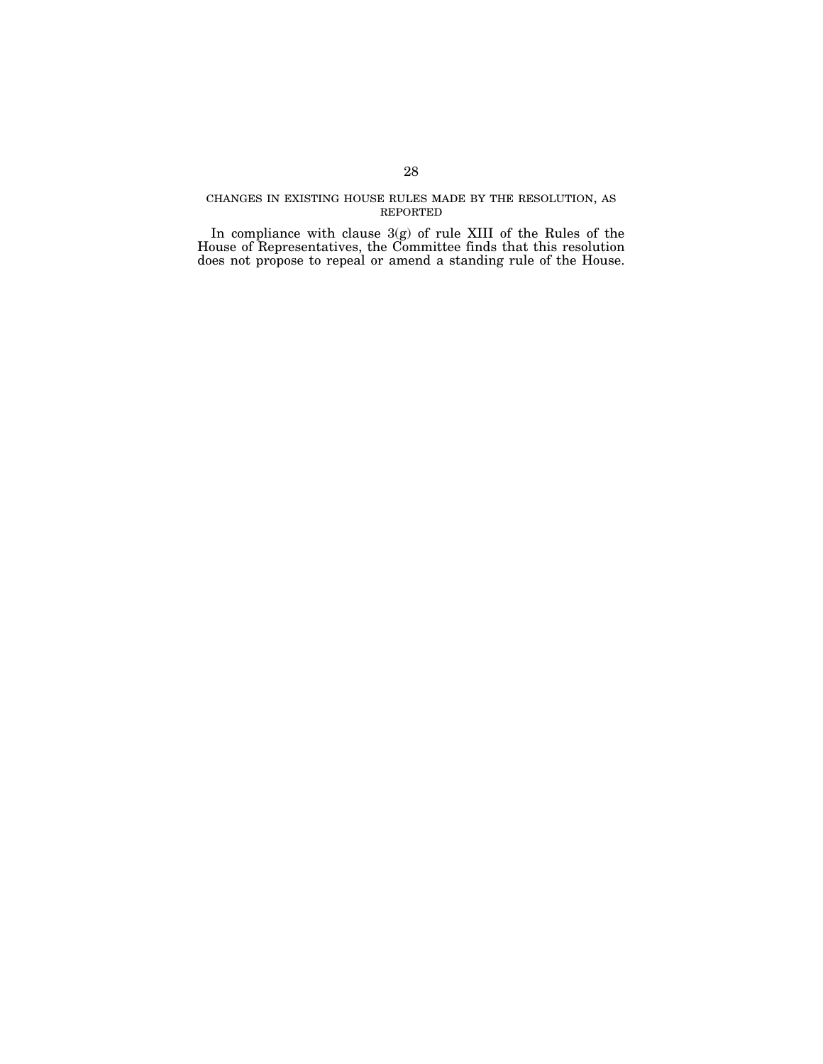## CHANGES IN EXISTING HOUSE RULES MADE BY THE RESOLUTION, AS REPORTED

In compliance with clause 3(g) of rule XIII of the Rules of the House of Representatives, the Committee finds that this resolution does not propose to repeal or amend a standing rule of the House.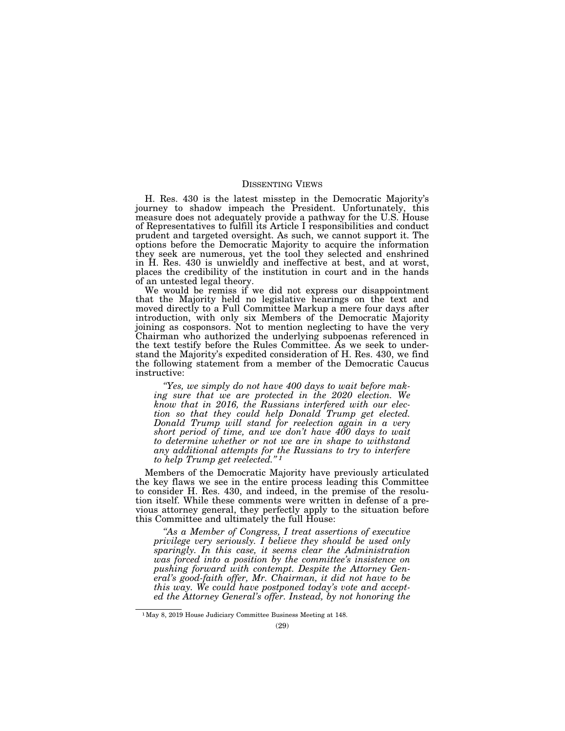## DISSENTING VIEWS

H. Res. 430 is the latest misstep in the Democratic Majority's journey to shadow impeach the President. Unfortunately, this measure does not adequately provide a pathway for the U.S. House of Representatives to fulfill its Article I responsibilities and conduct prudent and targeted oversight. As such, we cannot support it. The options before the Democratic Majority to acquire the information they seek are numerous, yet the tool they selected and enshrined in H. Res. 430 is unwieldly and ineffective at best, and at worst, places the credibility of the institution in court and in the hands of an untested legal theory.

We would be remiss if we did not express our disappointment that the Majority held no legislative hearings on the text and moved directly to a Full Committee Markup a mere four days after introduction, with only six Members of the Democratic Majority joining as cosponsors. Not to mention neglecting to have the very Chairman who authorized the underlying subpoenas referenced in the text testify before the Rules Committee. As we seek to understand the Majority's expedited consideration of H. Res. 430, we find the following statement from a member of the Democratic Caucus instructive:

> *"Yes, we simply do not have 400 days to wait before making sure that we are protected in the 2020 election. We know that in 2016, the Russians interfered with our election so that they could help Donald Trump get elected. Donald Trump will stand for reelection again in a very short period of time, and we don't have 400 days to wait to determine whether or not we are in shape to withstand any additional attempts for the Russians to try to interfere to help Trump get reelected."* [1]

Members of the Democratic Majority have previously articulated the key flaws we see in the entire process leading this Committee to consider H. Res. 430, and indeed, in the premise of the resolution itself. While these comments were written in defense of a previous attorney general, they perfectly apply to the situation before this Committee and ultimately the full House:

> *"As a Member of Congress, I treat assertions of executive privilege very seriously. I believe they should be used only sparingly. In this case, it seems clear the Administration was forced into a position by the committee's insistence on pushing forward with contempt. Despite the Attorney General's good-faith offer, Mr. Chairman, it did not have to be this way. We could have postponed today's vote and accepted the Attorney General's offer. Instead, by not honoring the*

[1] May 8, 2019 House Judiciary Committee Business Meeting at 148.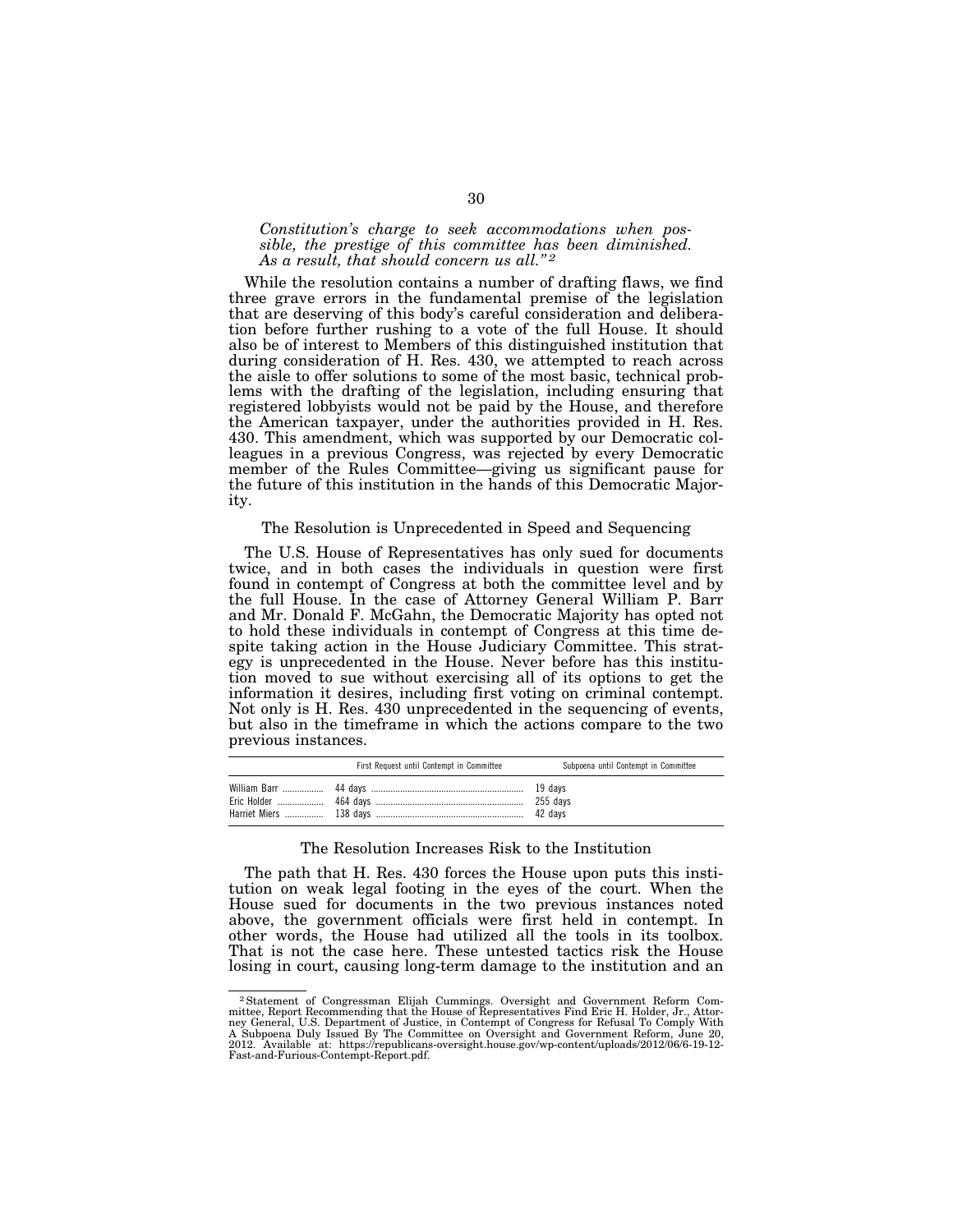*Constitution's charge to seek accommodations when possible, the prestige of this committee has been diminished. As a result, that should concern us all."* [2]

While the resolution contains a number of drafting flaws, we find three grave errors in the fundamental premise of the legislation that are deserving of this body's careful consideration and deliberation before further rushing to a vote of the full House. It should also be of interest to Members of this distinguished institution that during consideration of H. Res. 430, we attempted to reach across the aisle to offer solutions to some of the most basic, technical problems with the drafting of the legislation, including ensuring that registered lobbyists would not be paid by the House, and therefore the American taxpayer, under the authorities provided in H. Res. 430. This amendment, which was supported by our Democratic colleagues in a previous Congress, was rejected by every Democratic member of the Rules Committee—giving us significant pause for the future of this institution in the hands of this Democratic Majority.

## The Resolution is Unprecedented in Speed and Sequencing

The U.S. House of Representatives has only sued for documents twice, and in both cases the individuals in question were first found in contempt of Congress at both the committee level and by the full House. In the case of Attorney General William P. Barr and Mr. Donald F. McGahn, the Democratic Majority has opted not to hold these individuals in contempt of Congress at this time despite taking action in the House Judiciary Committee. This strategy is unprecedented in the House. Never before has this institution moved to sue without exercising all of its options to get the information it desires, including first voting on criminal contempt. Not only is H. Res. 430 unprecedented in the sequencing of events, but also in the timeframe in which the actions compare to the two previous instances.

| | First Request until Contempt in Committee | Subpoena until Contempt in Committee |
|---|---|---|
| William Barr | 44 days | 19 days |
| Eric Holder | 464 days | 255 days |
| Harriet Miers | 138 days | 42 days |

## The Resolution Increases Risk to the Institution

The path that H. Res. 430 forces the House upon puts this institution on weak legal footing in the eyes of the court. When the House sued for documents in the two previous instances noted above, the government officials were first held in contempt. In other words, the House had utilized all the tools in its toolbox. That is not the case here. These untested tactics risk the House losing in court, causing long-term damage to the institution and an

[2] Statement of Congressman Elijah Cummings. Oversight and Government Reform Committee, Report Recommending that the House of Representatives Find Eric H. Holder, Jr., Attorney General, U.S. Department of Justice, in Contempt of Congress for Refusal To Comply With A Subpoena Duly Issued By The Committee on Oversight and Government Reform, June 20, 2012. Available at: https://republicans-oversight.house.gov/wp-content/uploads/2012/06/6-19-12-Fast-and-Furious-Contempt-Report.pdf.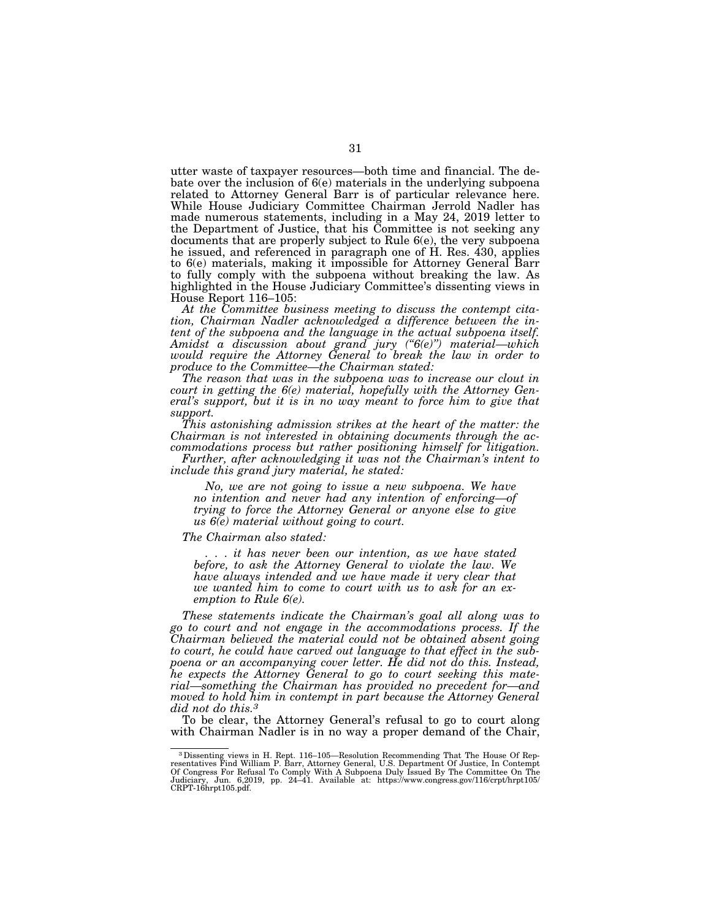utter waste of taxpayer resources—both time and financial. The debate over the inclusion of 6(e) materials in the underlying subpoena related to Attorney General Barr is of particular relevance here. While House Judiciary Committee Chairman Jerrold Nadler has made numerous statements, including in a May 24, 2019 letter to the Department of Justice, that his Committee is not seeking any documents that are properly subject to Rule 6(e), the very subpoena he issued, and referenced in paragraph one of H. Res. 430, applies to 6(e) materials, making it impossible for Attorney General Barr to fully comply with the subpoena without breaking the law. As highlighted in the House Judiciary Committee's dissenting views in House Report 116–105:

*At the Committee business meeting to discuss the contempt citation, Chairman Nadler acknowledged a difference between the intent of the subpoena and the language in the actual subpoena itself. Amidst a discussion about grand jury ("6(e)") material—which would require the Attorney General to break the law in order to produce to the Committee—the Chairman stated:*

*The reason that was in the subpoena was to increase our clout in court in getting the 6(e) material, hopefully with the Attorney General's support, but it is in no way meant to force him to give that support.*

*This astonishing admission strikes at the heart of the matter: the Chairman is not interested in obtaining documents through the accommodations process but rather positioning himself for litigation.*

*Further, after acknowledging it was not the Chairman's intent to include this grand jury material, he stated:*

> *No, we are not going to issue a new subpoena. We have no intention and never had any intention of enforcing—of trying to force the Attorney General or anyone else to give us 6(e) material without going to court.*

*The Chairman also stated:*

> *. . . it has never been our intention, as we have stated before, to ask the Attorney General to violate the law. We have always intended and we have made it very clear that we wanted him to come to court with us to ask for an exemption to Rule 6(e).*

*These statements indicate the Chairman's goal all along was to go to court and not engage in the accommodations process. If the Chairman believed the material could not be obtained absent going to court, he could have carved out language to that effect in the subpoena or an accompanying cover letter. He did not do this. Instead, he expects the Attorney General to go to court seeking this material—something the Chairman has provided no precedent for—and moved to hold him in contempt in part because the Attorney General did not do this.*[3]

To be clear, the Attorney General's refusal to go to court along with Chairman Nadler is in no way a proper demand of the Chair,

---

[3] Dissenting views in H. Rept. 116–105—Resolution Recommending That The House Of Representatives Find William P. Barr, Attorney General, U.S. Department Of Justice, In Contempt Of Congress For Refusal To Comply With A Subpoena Duly Issued By The Committee On The Judiciary, Jun. 6,2019, pp. 24–41. Available at: https://www.congress.gov/116/crpt/hrpt105/CRPT-16hrpt105.pdf.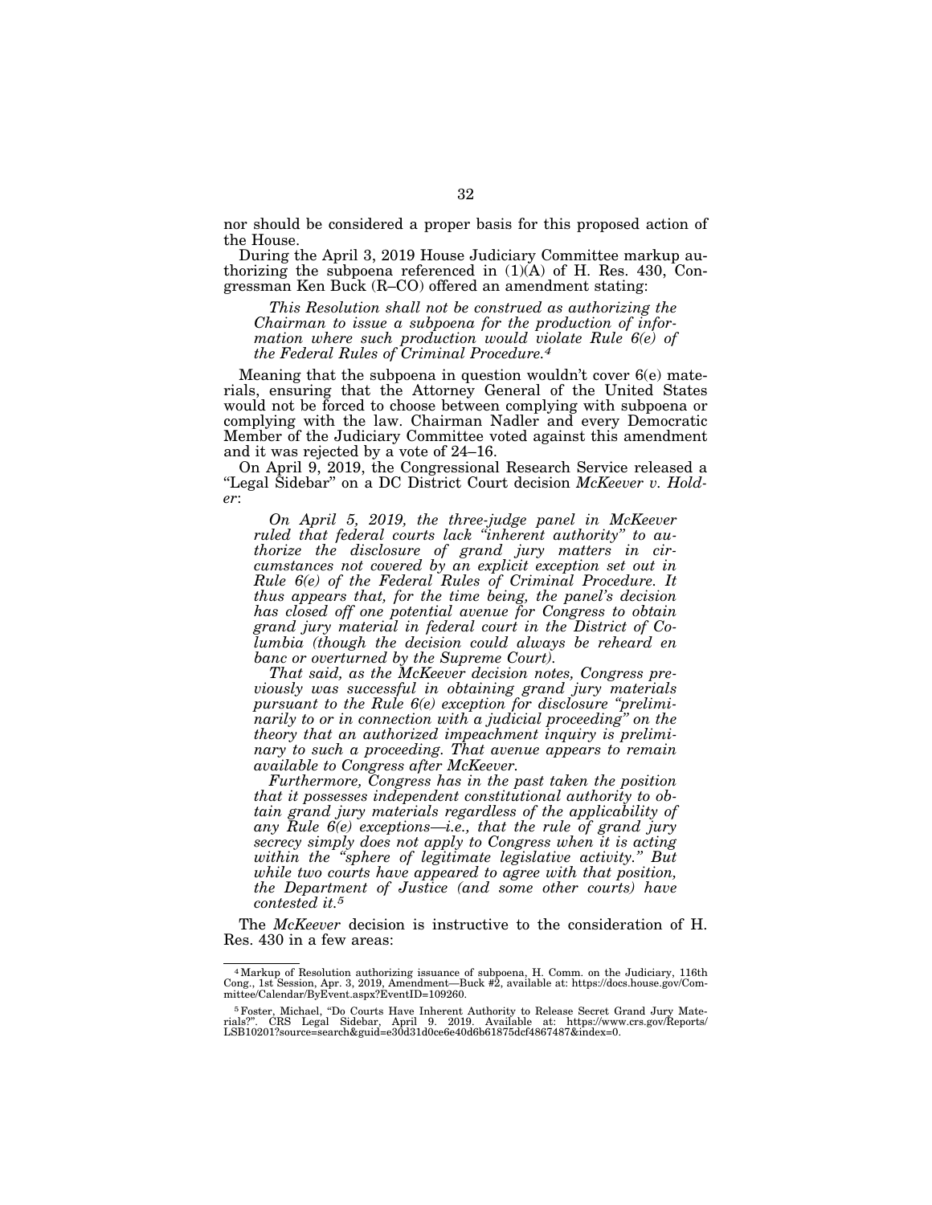nor should be considered a proper basis for this proposed action of the House.

During the April 3, 2019 House Judiciary Committee markup authorizing the subpoena referenced in (1)(A) of H. Res. 430, Congressman Ken Buck (R–CO) offered an amendment stating:

> *This Resolution shall not be construed as authorizing the Chairman to issue a subpoena for the production of information where such production would violate Rule 6(e) of the Federal Rules of Criminal Procedure.*[4]

Meaning that the subpoena in question wouldn't cover 6(e) materials, ensuring that the Attorney General of the United States would not be forced to choose between complying with subpoena or complying with the law. Chairman Nadler and every Democratic Member of the Judiciary Committee voted against this amendment and it was rejected by a vote of 24–16.

On April 9, 2019, the Congressional Research Service released a "Legal Sidebar" on a DC District Court decision *McKeever v. Holder*:

> *On April 5, 2019, the three-judge panel in McKeever ruled that federal courts lack "inherent authority" to authorize the disclosure of grand jury matters in circumstances not covered by an explicit exception set out in Rule 6(e) of the Federal Rules of Criminal Procedure. It thus appears that, for the time being, the panel's decision has closed off one potential avenue for Congress to obtain grand jury material in federal court in the District of Columbia (though the decision could always be reheard en banc or overturned by the Supreme Court).*
>
> *That said, as the McKeever decision notes, Congress previously was successful in obtaining grand jury materials pursuant to the Rule 6(e) exception for disclosure "preliminarily to or in connection with a judicial proceeding" on the theory that an authorized impeachment inquiry is preliminary to such a proceeding. That avenue appears to remain available to Congress after McKeever.*
>
> *Furthermore, Congress has in the past taken the position that it possesses independent constitutional authority to obtain grand jury materials regardless of the applicability of any Rule 6(e) exceptions—i.e., that the rule of grand jury secrecy simply does not apply to Congress when it is acting within the "sphere of legitimate legislative activity." But while two courts have appeared to agree with that position, the Department of Justice (and some other courts) have contested it.*[5]

The *McKeever* decision is instructive to the consideration of H. Res. 430 in a few areas:

---

[4] Markup of Resolution authorizing issuance of subpoena, H. Comm. on the Judiciary, 116th Cong., 1st Session, Apr. 3, 2019, Amendment—Buck #2, available at: https://docs.house.gov/Committee/Calendar/ByEvent.aspx?EventID=109260.

[5] Foster, Michael, "Do Courts Have Inherent Authority to Release Secret Grand Jury Materials?". CRS Legal Sidebar, April 9. 2019. Available at: https://www.crs.gov/Reports/LSB10201?source=search&guid=e30d31d0ce6e40d6b61875dcf4867487&index=0.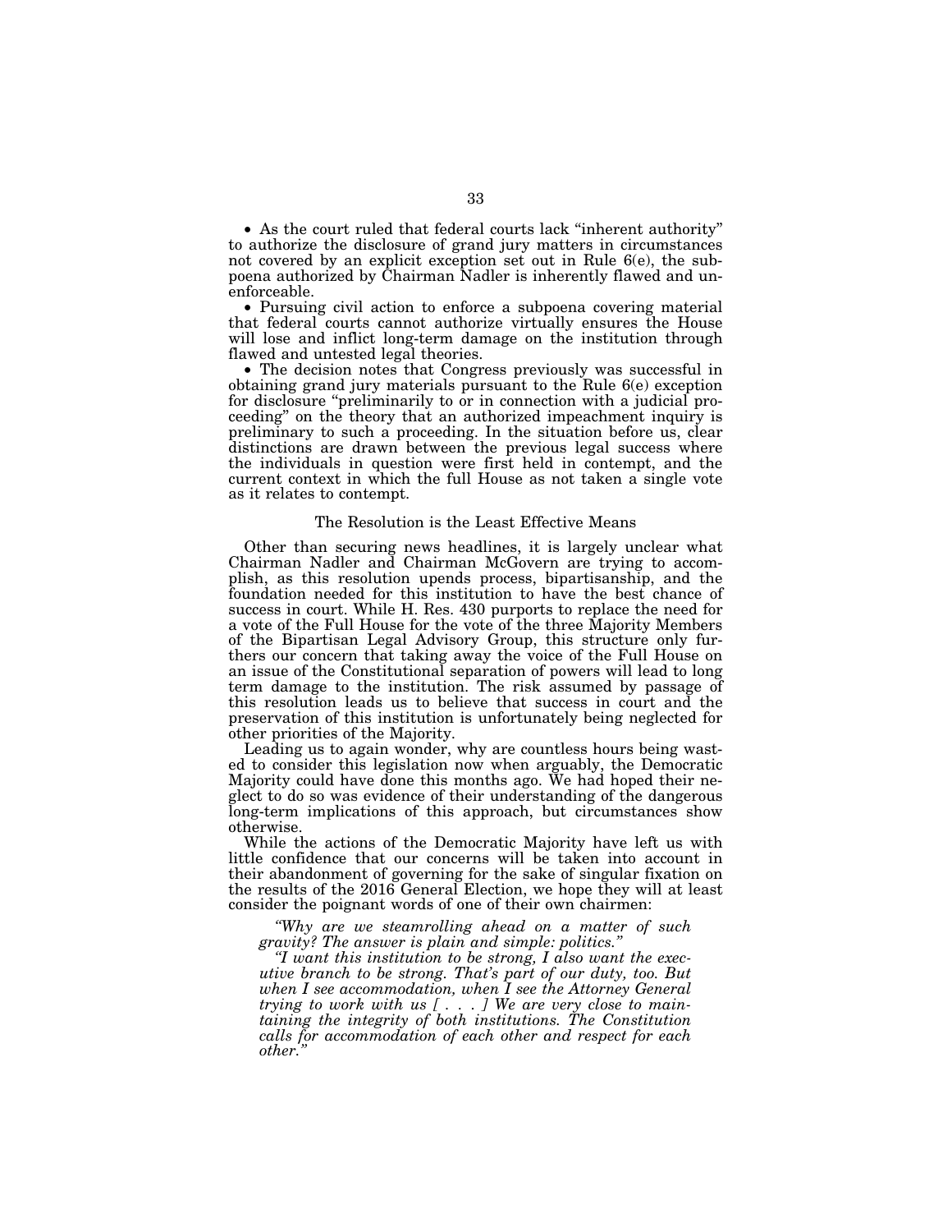- As the court ruled that federal courts lack "inherent authority" to authorize the disclosure of grand jury matters in circumstances not covered by an explicit exception set out in Rule 6(e), the subpoena authorized by Chairman Nadler is inherently flawed and unenforceable.
- Pursuing civil action to enforce a subpoena covering material that federal courts cannot authorize virtually ensures the House will lose and inflict long-term damage on the institution through flawed and untested legal theories.
- The decision notes that Congress previously was successful in obtaining grand jury materials pursuant to the Rule 6(e) exception for disclosure "preliminarily to or in connection with a judicial proceeding" on the theory that an authorized impeachment inquiry is preliminary to such a proceeding. In the situation before us, clear distinctions are drawn between the previous legal success where the individuals in question were first held in contempt, and the current context in which the full House as not taken a single vote as it relates to contempt.

### The Resolution is the Least Effective Means

Other than securing news headlines, it is largely unclear what Chairman Nadler and Chairman McGovern are trying to accomplish, as this resolution upends process, bipartisanship, and the foundation needed for this institution to have the best chance of success in court. While H. Res. 430 purports to replace the need for a vote of the Full House for the vote of the three Majority Members of the Bipartisan Legal Advisory Group, this structure only furthers our concern that taking away the voice of the Full House on an issue of the Constitutional separation of powers will lead to long term damage to the institution. The risk assumed by passage of this resolution leads us to believe that success in court and the preservation of this institution is unfortunately being neglected for other priorities of the Majority.

Leading us to again wonder, why are countless hours being wasted to consider this legislation now when arguably, the Democratic Majority could have done this months ago. We had hoped their neglect to do so was evidence of their understanding of the dangerous long-term implications of this approach, but circumstances show otherwise.

While the actions of the Democratic Majority have left us with little confidence that our concerns will be taken into account in their abandonment of governing for the sake of singular fixation on the results of the 2016 General Election, we hope they will at least consider the poignant words of one of their own chairmen:

> *"Why are we steamrolling ahead on a matter of such gravity? The answer is plain and simple: politics."*
>
> *"I want this institution to be strong, I also want the executive branch to be strong. That's part of our duty, too. But when I see accommodation, when I see the Attorney General trying to work with us [ . . . ] We are very close to maintaining the integrity of both institutions. The Constitution calls for accommodation of each other and respect for each other."*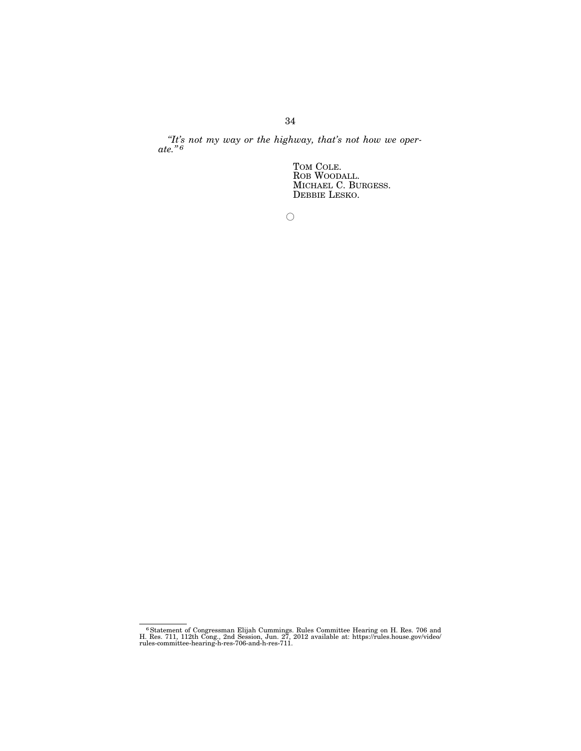*"It's not my way or the highway, that's not how we operate."*[6]

TOM COLE.
ROB WOODALL.
MICHAEL C. BURGESS.
DEBBIE LESKO.

○

---

[6] Statement of Congressman Elijah Cummings. Rules Committee Hearing on H. Res. 706 and H. Res. 711, 112th Cong., 2nd Session, Jun. 27, 2012 available at: https://rules.house.gov/video/rules-committee-hearing-h-res-706-and-h-res-711.